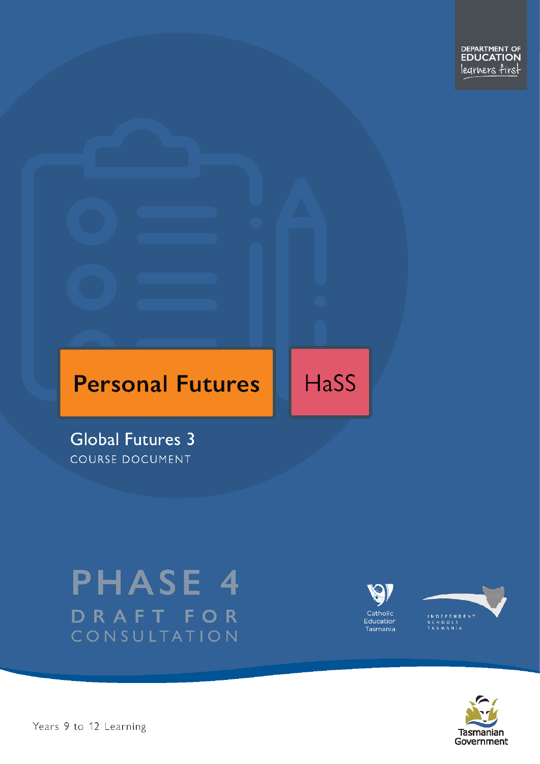DEPARTMENT OF EDUCATION
learners first

# Personal Futures

HaSS

## Global Futures 3

COURSE DOCUMENT

PHASE 4

DRAFT FOR CONSULTATION

Catholic Education Tasmania

INDEPENDENT SCHOOLS TASMANIA

Tasmanian Government

Years 9 to 12 Learning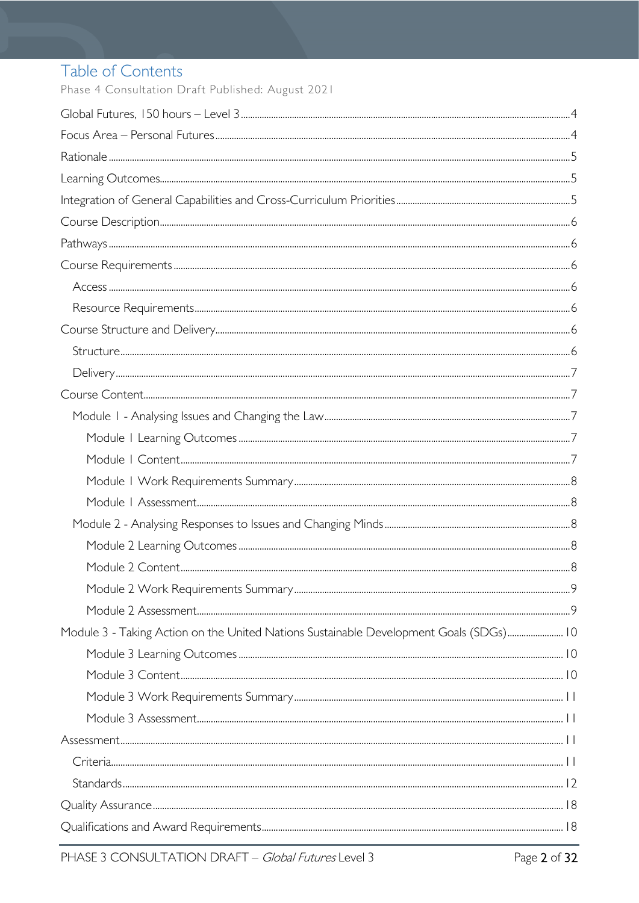# Table of Contents

Phase 4 Consultation Draft Published: August 2021

- Global Futures, 150 hours – Level 3 ..... 4
- Focus Area – Personal Futures ..... 4
- Rationale ..... 5
- Learning Outcomes ..... 5
- Integration of General Capabilities and Cross-Curriculum Priorities ..... 5
- Course Description ..... 6
- Pathways ..... 6
- Course Requirements ..... 6
  - Access ..... 6
  - Resource Requirements ..... 6
- Course Structure and Delivery ..... 6
  - Structure ..... 6
  - Delivery ..... 7
- Course Content ..... 7
  - Module 1 - Analysing Issues and Changing the Law ..... 7
    - Module 1 Learning Outcomes ..... 7
    - Module 1 Content ..... 7
    - Module 1 Work Requirements Summary ..... 8
    - Module 1 Assessment ..... 8
  - Module 2 - Analysing Responses to Issues and Changing Minds ..... 8
    - Module 2 Learning Outcomes ..... 8
    - Module 2 Content ..... 8
    - Module 2 Work Requirements Summary ..... 9
    - Module 2 Assessment ..... 9
- Module 3 - Taking Action on the United Nations Sustainable Development Goals (SDGs) ..... 10
    - Module 3 Learning Outcomes ..... 10
    - Module 3 Content ..... 10
    - Module 3 Work Requirements Summary ..... 11
    - Module 3 Assessment ..... 11
- Assessment ..... 11
  - Criteria ..... 11
  - Standards ..... 12
- Quality Assurance ..... 18
- Qualifications and Award Requirements ..... 18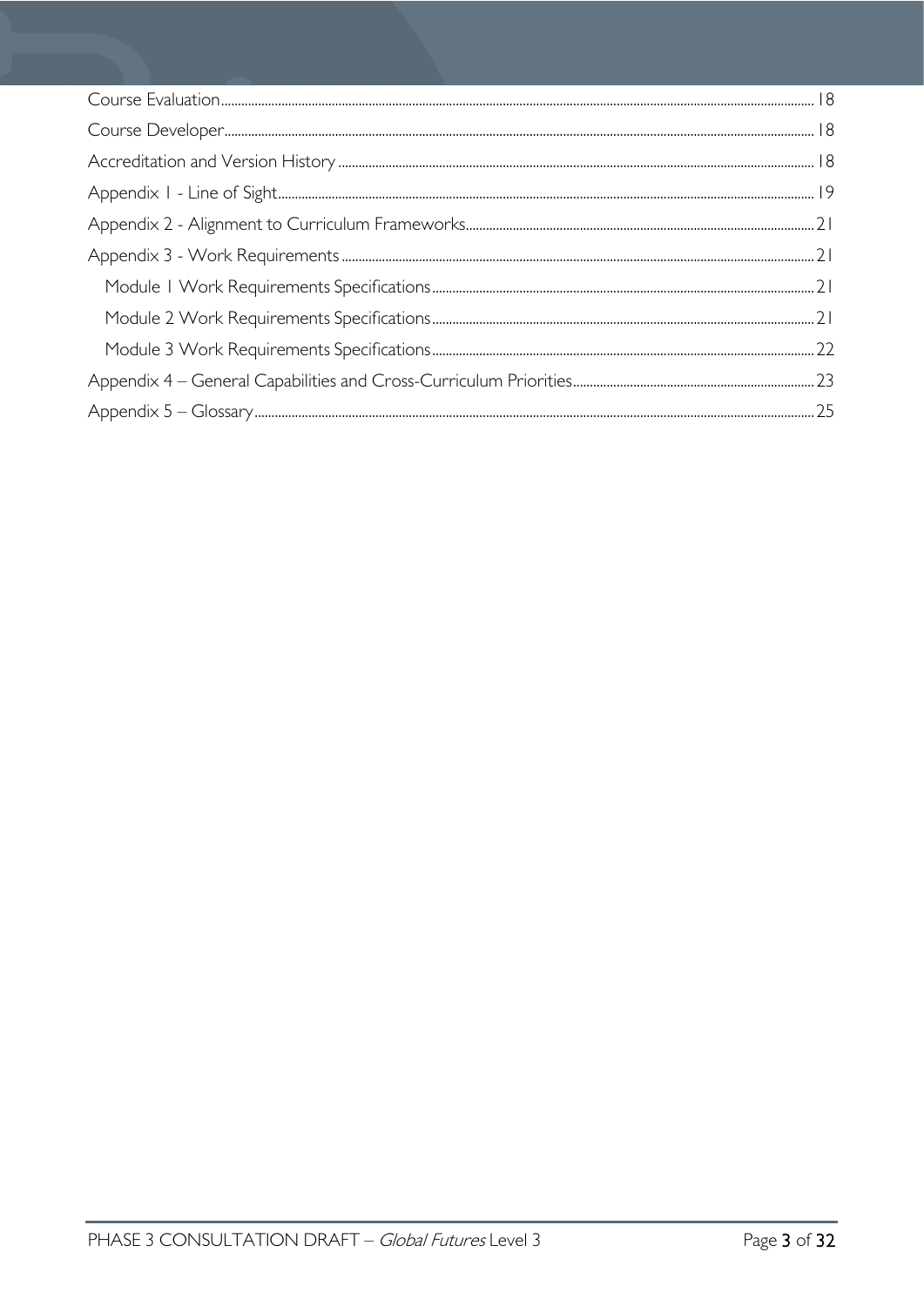Course Evaluation 18

Course Developer 18

Accreditation and Version History 18

Appendix 1 - Line of Sight 19

Appendix 2 - Alignment to Curriculum Frameworks 21

Appendix 3 - Work Requirements 21

- Module 1 Work Requirements Specifications 21
- Module 2 Work Requirements Specifications 21
- Module 3 Work Requirements Specifications 22

Appendix 4 – General Capabilities and Cross-Curriculum Priorities 23

Appendix 5 – Glossary 25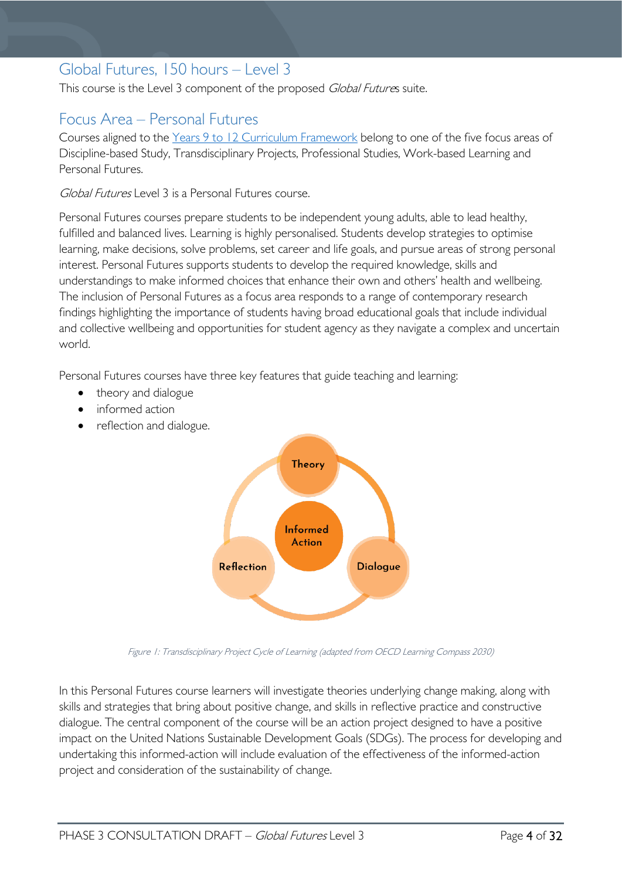## Global Futures, 150 hours – Level 3

This course is the Level 3 component of the proposed *Global Futures* suite.

## Focus Area – Personal Futures

Courses aligned to the Years 9 to 12 Curriculum Framework belong to one of the five focus areas of Discipline-based Study, Transdisciplinary Projects, Professional Studies, Work-based Learning and Personal Futures.

*Global Futures* Level 3 is a Personal Futures course.

Personal Futures courses prepare students to be independent young adults, able to lead healthy, fulfilled and balanced lives. Learning is highly personalised. Students develop strategies to optimise learning, make decisions, solve problems, set career and life goals, and pursue areas of strong personal interest. Personal Futures supports students to develop the required knowledge, skills and understandings to make informed choices that enhance their own and others' health and wellbeing. The inclusion of Personal Futures as a focus area responds to a range of contemporary research findings highlighting the importance of students having broad educational goals that include individual and collective wellbeing and opportunities for student agency as they navigate a complex and uncertain world.

Personal Futures courses have three key features that guide teaching and learning:

- theory and dialogue
- informed action
- reflection and dialogue.

Theory

Informed Action

Reflection

Dialogue

*Figure 1: Transdisciplinary Project Cycle of Learning (adapted from OECD Learning Compass 2030)*

In this Personal Futures course learners will investigate theories underlying change making, along with skills and strategies that bring about positive change, and skills in reflective practice and constructive dialogue. The central component of the course will be an action project designed to have a positive impact on the United Nations Sustainable Development Goals (SDGs). The process for developing and undertaking this informed-action will include evaluation of the effectiveness of the informed-action project and consideration of the sustainability of change.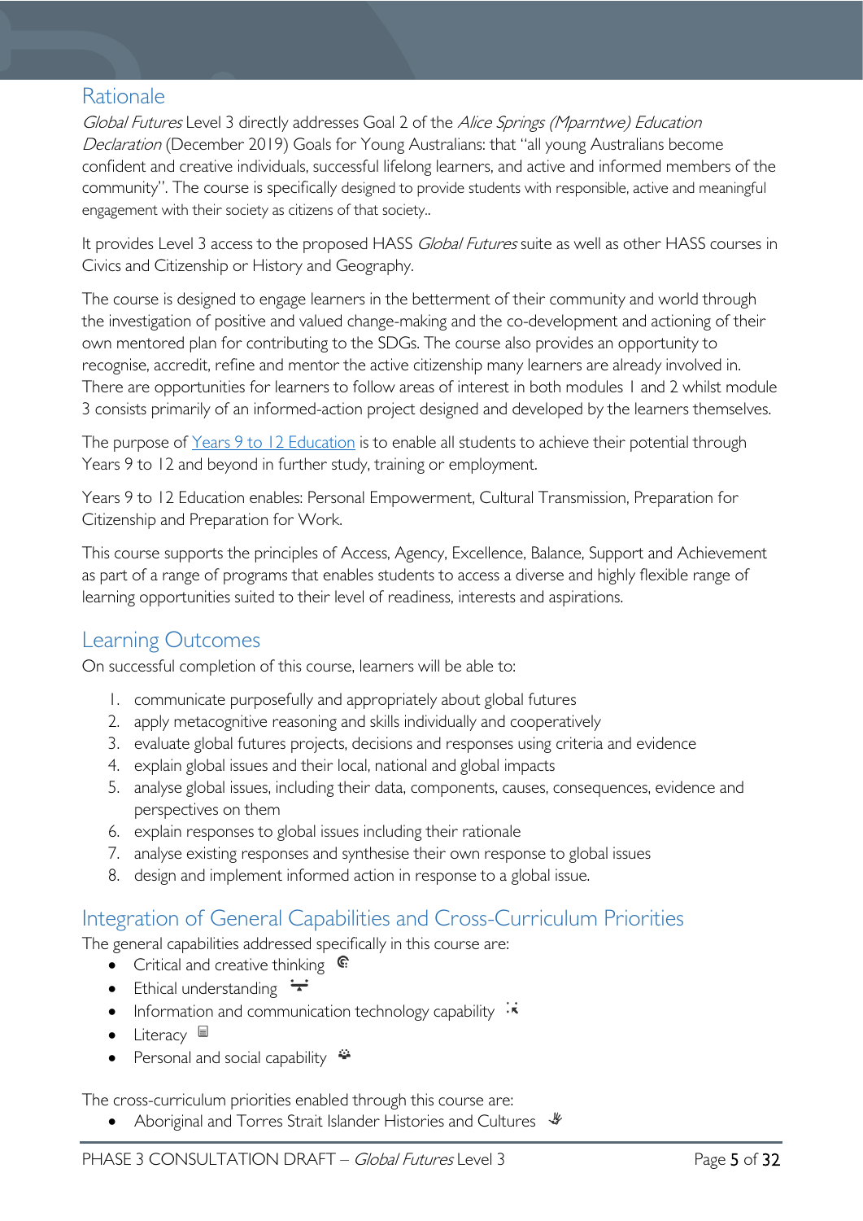## Rationale

*Global Futures* Level 3 directly addresses Goal 2 of the *Alice Springs (Mparntwe) Education Declaration* (December 2019) Goals for Young Australians: that "all young Australians become confident and creative individuals, successful lifelong learners, and active and informed members of the community". The course is specifically designed to provide students with responsible, active and meaningful engagement with their society as citizens of that society..

It provides Level 3 access to the proposed HASS *Global Futures* suite as well as other HASS courses in Civics and Citizenship or History and Geography.

The course is designed to engage learners in the betterment of their community and world through the investigation of positive and valued change-making and the co-development and actioning of their own mentored plan for contributing to the SDGs. The course also provides an opportunity to recognise, accredit, refine and mentor the active citizenship many learners are already involved in. There are opportunities for learners to follow areas of interest in both modules 1 and 2 whilst module 3 consists primarily of an informed-action project designed and developed by the learners themselves.

The purpose of [Years 9 to 12 Education](#) is to enable all students to achieve their potential through Years 9 to 12 and beyond in further study, training or employment.

Years 9 to 12 Education enables: Personal Empowerment, Cultural Transmission, Preparation for Citizenship and Preparation for Work.

This course supports the principles of Access, Agency, Excellence, Balance, Support and Achievement as part of a range of programs that enables students to access a diverse and highly flexible range of learning opportunities suited to their level of readiness, interests and aspirations.

## Learning Outcomes

On successful completion of this course, learners will be able to:

1. communicate purposefully and appropriately about global futures
2. apply metacognitive reasoning and skills individually and cooperatively
3. evaluate global futures projects, decisions and responses using criteria and evidence
4. explain global issues and their local, national and global impacts
5. analyse global issues, including their data, components, causes, consequences, evidence and perspectives on them
6. explain responses to global issues including their rationale
7. analyse existing responses and synthesise their own response to global issues
8. design and implement informed action in response to a global issue.

## Integration of General Capabilities and Cross-Curriculum Priorities

The general capabilities addressed specifically in this course are:

- Critical and creative thinking
- Ethical understanding
- Information and communication technology capability
- Literacy
- Personal and social capability

The cross-curriculum priorities enabled through this course are:

- Aboriginal and Torres Strait Islander Histories and Cultures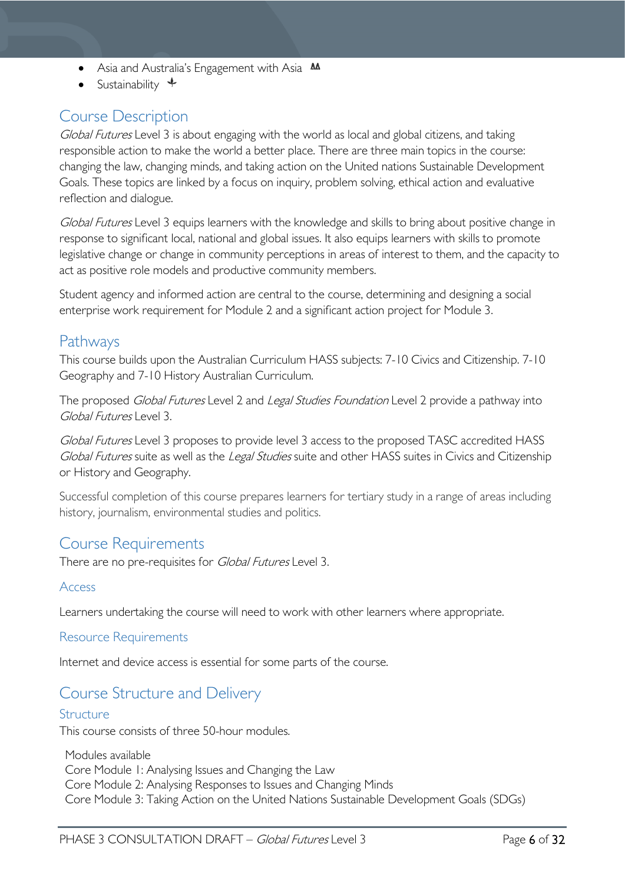- Asia and Australia's Engagement with Asia
- Sustainability

## Course Description

*Global Futures* Level 3 is about engaging with the world as local and global citizens, and taking responsible action to make the world a better place. There are three main topics in the course: changing the law, changing minds, and taking action on the United nations Sustainable Development Goals. These topics are linked by a focus on inquiry, problem solving, ethical action and evaluative reflection and dialogue.

*Global Futures* Level 3 equips learners with the knowledge and skills to bring about positive change in response to significant local, national and global issues. It also equips learners with skills to promote legislative change or change in community perceptions in areas of interest to them, and the capacity to act as positive role models and productive community members.

Student agency and informed action are central to the course, determining and designing a social enterprise work requirement for Module 2 and a significant action project for Module 3.

## Pathways

This course builds upon the Australian Curriculum HASS subjects: 7-10 Civics and Citizenship. 7-10 Geography and 7-10 History Australian Curriculum.

The proposed *Global Futures* Level 2 and *Legal Studies Foundation* Level 2 provide a pathway into *Global Futures* Level 3.

*Global Futures* Level 3 proposes to provide level 3 access to the proposed TASC accredited HASS *Global Futures* suite as well as the *Legal Studies* suite and other HASS suites in Civics and Citizenship or History and Geography.

Successful completion of this course prepares learners for tertiary study in a range of areas including history, journalism, environmental studies and politics.

## Course Requirements

There are no pre-requisites for *Global Futures* Level 3.

### Access

Learners undertaking the course will need to work with other learners where appropriate.

### Resource Requirements

Internet and device access is essential for some parts of the course.

## Course Structure and Delivery

### Structure

This course consists of three 50-hour modules.

Modules available
Core Module 1: Analysing Issues and Changing the Law
Core Module 2: Analysing Responses to Issues and Changing Minds
Core Module 3: Taking Action on the United Nations Sustainable Development Goals (SDGs)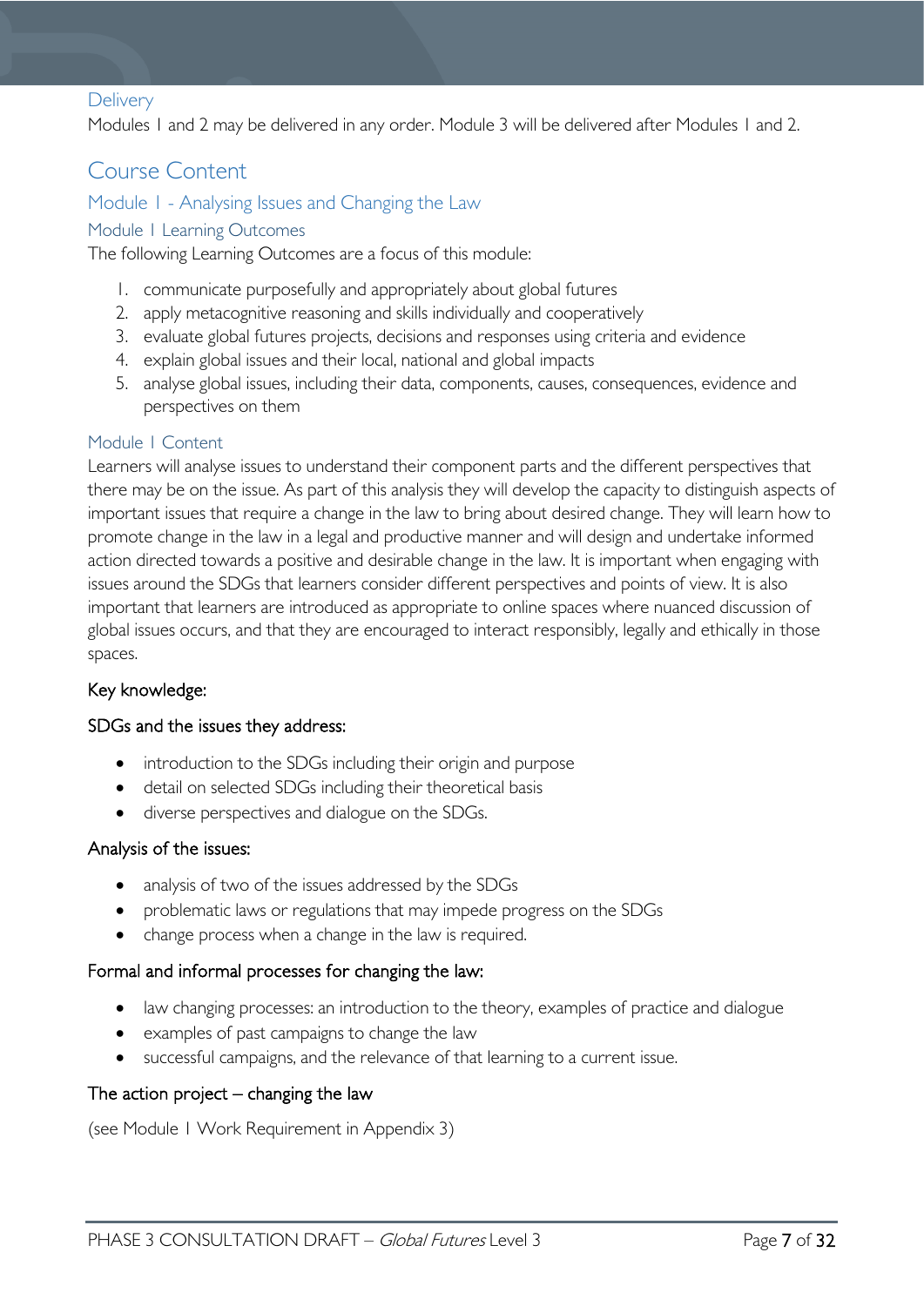### Delivery

Modules 1 and 2 may be delivered in any order. Module 3 will be delivered after Modules 1 and 2.

## Course Content

### Module 1 - Analysing Issues and Changing the Law

#### Module 1 Learning Outcomes

The following Learning Outcomes are a focus of this module:

1. communicate purposefully and appropriately about global futures
2. apply metacognitive reasoning and skills individually and cooperatively
3. evaluate global futures projects, decisions and responses using criteria and evidence
4. explain global issues and their local, national and global impacts
5. analyse global issues, including their data, components, causes, consequences, evidence and perspectives on them

#### Module 1 Content

Learners will analyse issues to understand their component parts and the different perspectives that there may be on the issue. As part of this analysis they will develop the capacity to distinguish aspects of important issues that require a change in the law to bring about desired change. They will learn how to promote change in the law in a legal and productive manner and will design and undertake informed action directed towards a positive and desirable change in the law. It is important when engaging with issues around the SDGs that learners consider different perspectives and points of view. It is also important that learners are introduced as appropriate to online spaces where nuanced discussion of global issues occurs, and that they are encouraged to interact responsibly, legally and ethically in those spaces.

Key knowledge:

SDGs and the issues they address:

- introduction to the SDGs including their origin and purpose
- detail on selected SDGs including their theoretical basis
- diverse perspectives and dialogue on the SDGs.

Analysis of the issues:

- analysis of two of the issues addressed by the SDGs
- problematic laws or regulations that may impede progress on the SDGs
- change process when a change in the law is required.

Formal and informal processes for changing the law:

- law changing processes: an introduction to the theory, examples of practice and dialogue
- examples of past campaigns to change the law
- successful campaigns, and the relevance of that learning to a current issue.

The action project – changing the law

(see Module 1 Work Requirement in Appendix 3)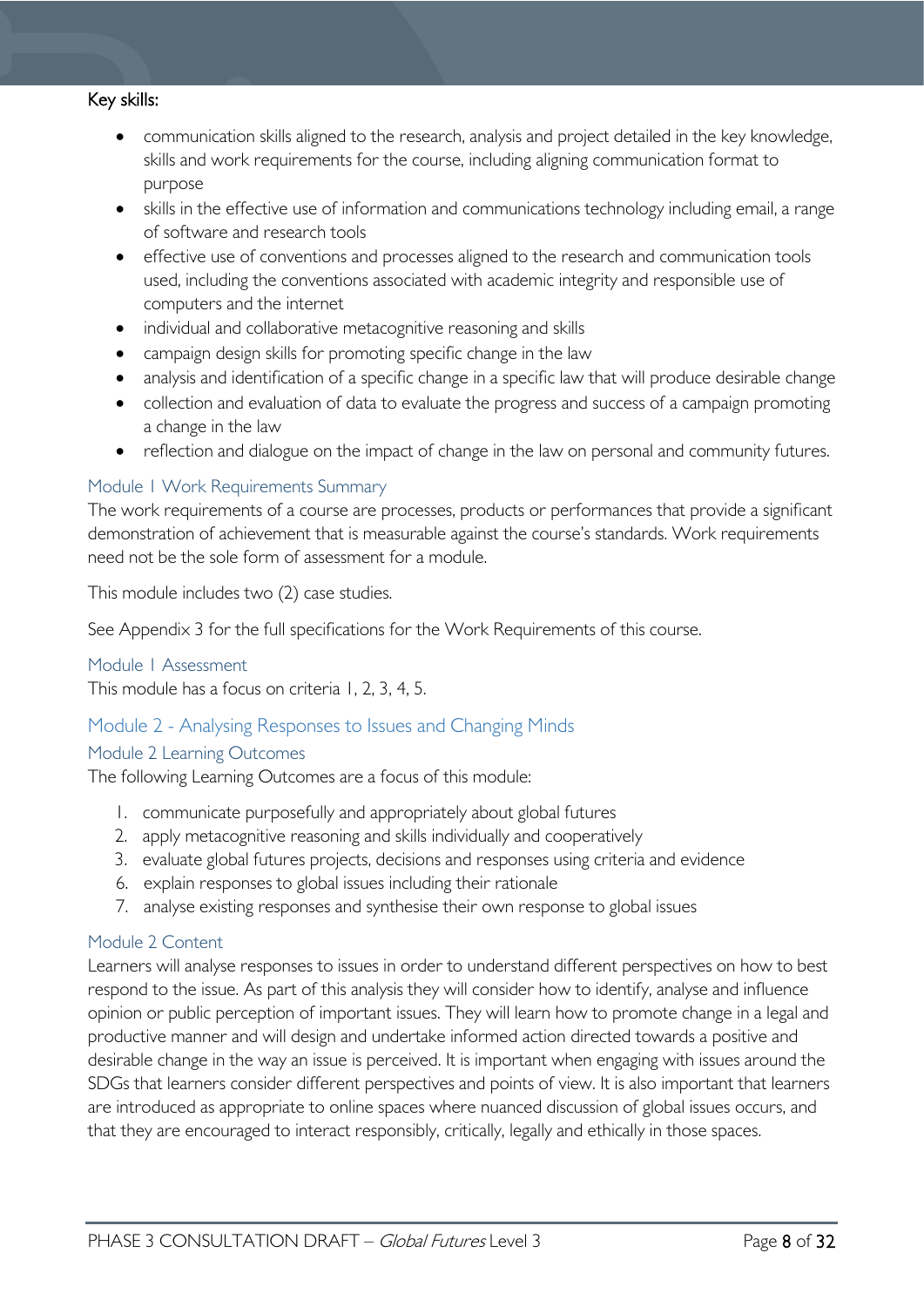Key skills:

- communication skills aligned to the research, analysis and project detailed in the key knowledge, skills and work requirements for the course, including aligning communication format to purpose
- skills in the effective use of information and communications technology including email, a range of software and research tools
- effective use of conventions and processes aligned to the research and communication tools used, including the conventions associated with academic integrity and responsible use of computers and the internet
- individual and collaborative metacognitive reasoning and skills
- campaign design skills for promoting specific change in the law
- analysis and identification of a specific change in a specific law that will produce desirable change
- collection and evaluation of data to evaluate the progress and success of a campaign promoting a change in the law
- reflection and dialogue on the impact of change in the law on personal and community futures.

### Module 1 Work Requirements Summary

The work requirements of a course are processes, products or performances that provide a significant demonstration of achievement that is measurable against the course's standards. Work requirements need not be the sole form of assessment for a module.

This module includes two (2) case studies.

See Appendix 3 for the full specifications for the Work Requirements of this course.

### Module 1 Assessment

This module has a focus on criteria 1, 2, 3, 4, 5.

## Module 2 - Analysing Responses to Issues and Changing Minds

### Module 2 Learning Outcomes

The following Learning Outcomes are a focus of this module:

1. communicate purposefully and appropriately about global futures
2. apply metacognitive reasoning and skills individually and cooperatively
3. evaluate global futures projects, decisions and responses using criteria and evidence
6. explain responses to global issues including their rationale
7. analyse existing responses and synthesise their own response to global issues

### Module 2 Content

Learners will analyse responses to issues in order to understand different perspectives on how to best respond to the issue. As part of this analysis they will consider how to identify, analyse and influence opinion or public perception of important issues. They will learn how to promote change in a legal and productive manner and will design and undertake informed action directed towards a positive and desirable change in the way an issue is perceived. It is important when engaging with issues around the SDGs that learners consider different perspectives and points of view. It is also important that learners are introduced as appropriate to online spaces where nuanced discussion of global issues occurs, and that they are encouraged to interact responsibly, critically, legally and ethically in those spaces.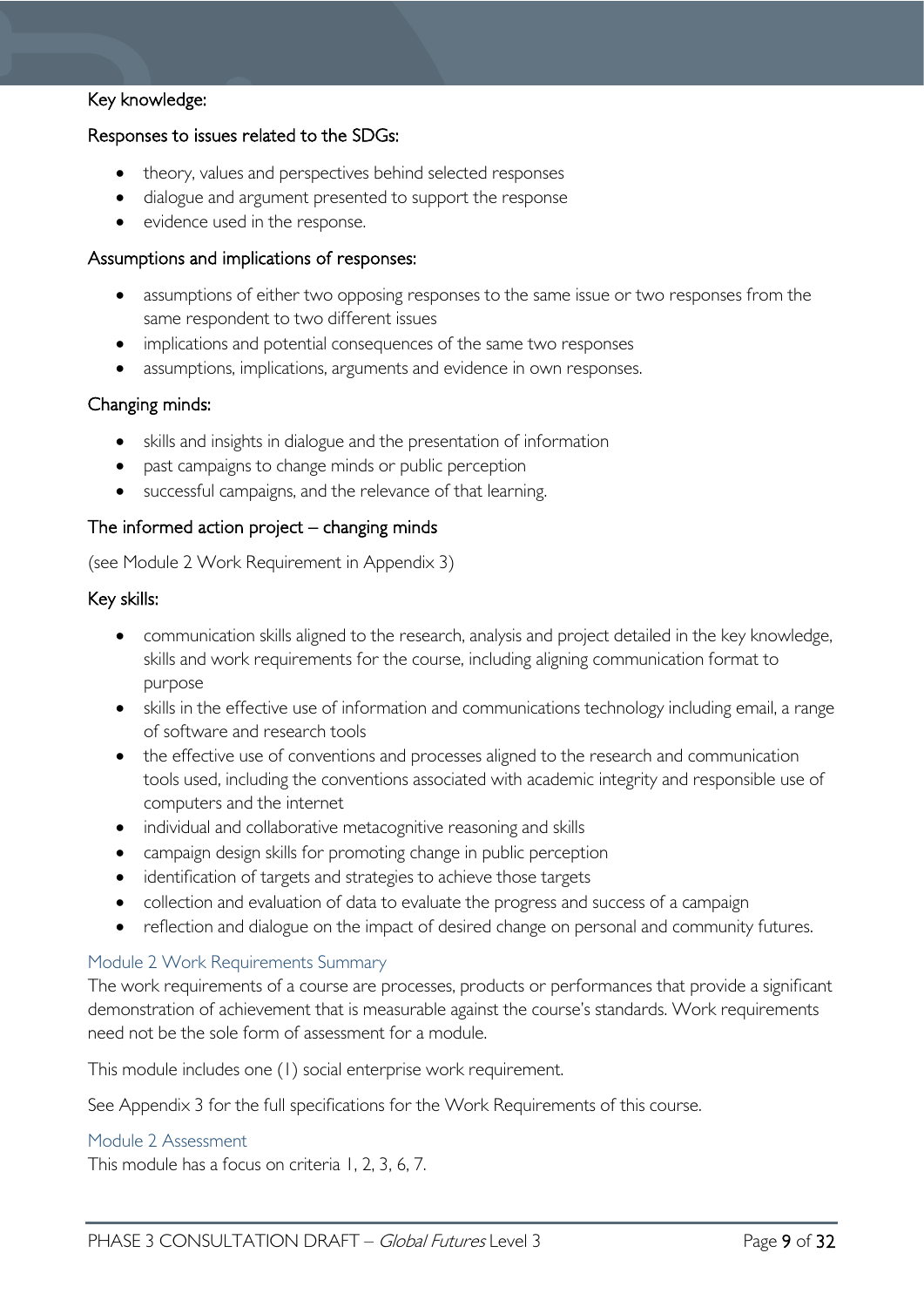Key knowledge:

### Responses to issues related to the SDGs:

- theory, values and perspectives behind selected responses
- dialogue and argument presented to support the response
- evidence used in the response.

### Assumptions and implications of responses:

- assumptions of either two opposing responses to the same issue or two responses from the same respondent to two different issues
- implications and potential consequences of the same two responses
- assumptions, implications, arguments and evidence in own responses.

### Changing minds:

- skills and insights in dialogue and the presentation of information
- past campaigns to change minds or public perception
- successful campaigns, and the relevance of that learning.

### The informed action project – changing minds

(see Module 2 Work Requirement in Appendix 3)

### Key skills:

- communication skills aligned to the research, analysis and project detailed in the key knowledge, skills and work requirements for the course, including aligning communication format to purpose
- skills in the effective use of information and communications technology including email, a range of software and research tools
- the effective use of conventions and processes aligned to the research and communication tools used, including the conventions associated with academic integrity and responsible use of computers and the internet
- individual and collaborative metacognitive reasoning and skills
- campaign design skills for promoting change in public perception
- identification of targets and strategies to achieve those targets
- collection and evaluation of data to evaluate the progress and success of a campaign
- reflection and dialogue on the impact of desired change on personal and community futures.

## Module 2 Work Requirements Summary

The work requirements of a course are processes, products or performances that provide a significant demonstration of achievement that is measurable against the course's standards. Work requirements need not be the sole form of assessment for a module.

This module includes one (1) social enterprise work requirement.

See Appendix 3 for the full specifications for the Work Requirements of this course.

## Module 2 Assessment

This module has a focus on criteria 1, 2, 3, 6, 7.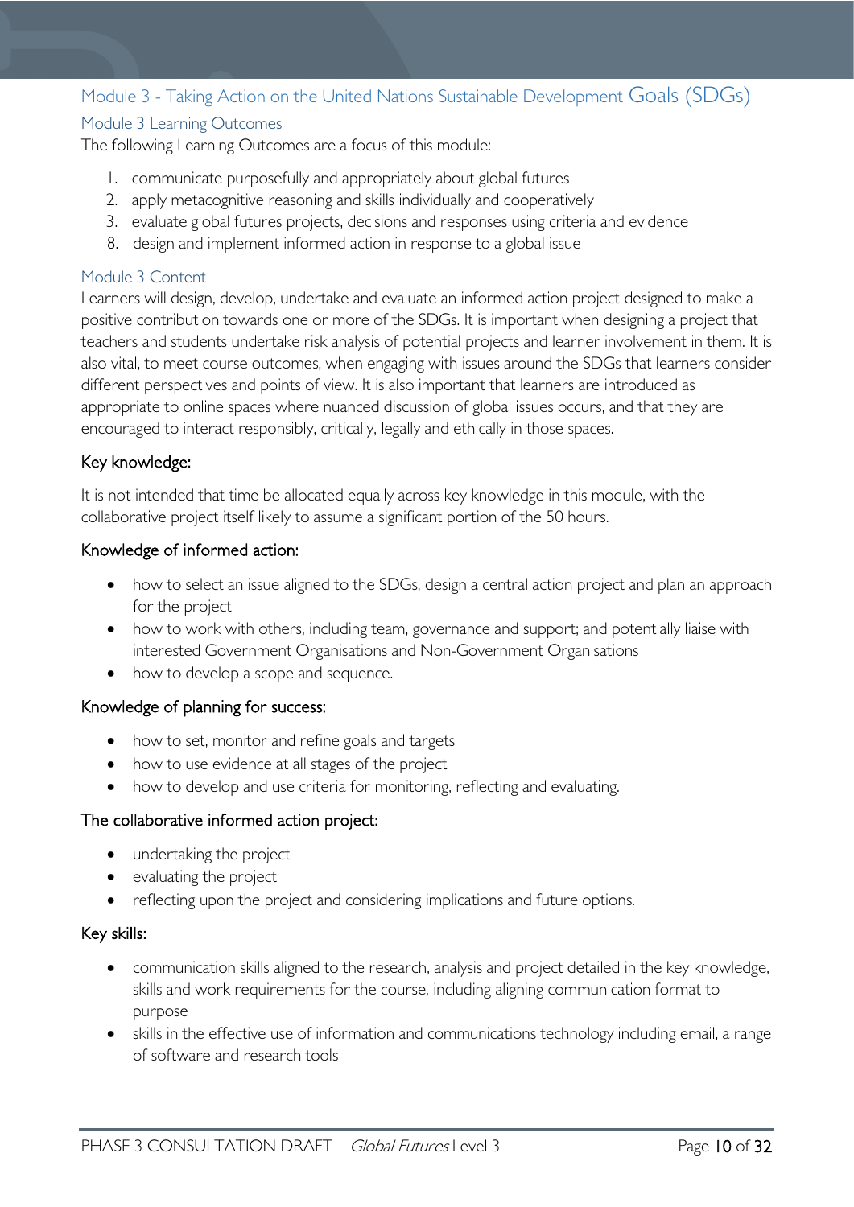## Module 3 - Taking Action on the United Nations Sustainable Development Goals (SDGs)

### Module 3 Learning Outcomes

The following Learning Outcomes are a focus of this module:

1. communicate purposefully and appropriately about global futures
2. apply metacognitive reasoning and skills individually and cooperatively
3. evaluate global futures projects, decisions and responses using criteria and evidence
8. design and implement informed action in response to a global issue

### Module 3 Content

Learners will design, develop, undertake and evaluate an informed action project designed to make a positive contribution towards one or more of the SDGs. It is important when designing a project that teachers and students undertake risk analysis of potential projects and learner involvement in them. It is also vital, to meet course outcomes, when engaging with issues around the SDGs that learners consider different perspectives and points of view. It is also important that learners are introduced as appropriate to online spaces where nuanced discussion of global issues occurs, and that they are encouraged to interact responsibly, critically, legally and ethically in those spaces.

#### Key knowledge:

It is not intended that time be allocated equally across key knowledge in this module, with the collaborative project itself likely to assume a significant portion of the 50 hours.

#### Knowledge of informed action:

- how to select an issue aligned to the SDGs, design a central action project and plan an approach for the project
- how to work with others, including team, governance and support; and potentially liaise with interested Government Organisations and Non-Government Organisations
- how to develop a scope and sequence.

#### Knowledge of planning for success:

- how to set, monitor and refine goals and targets
- how to use evidence at all stages of the project
- how to develop and use criteria for monitoring, reflecting and evaluating.

#### The collaborative informed action project:

- undertaking the project
- evaluating the project
- reflecting upon the project and considering implications and future options.

#### Key skills:

- communication skills aligned to the research, analysis and project detailed in the key knowledge, skills and work requirements for the course, including aligning communication format to purpose
- skills in the effective use of information and communications technology including email, a range of software and research tools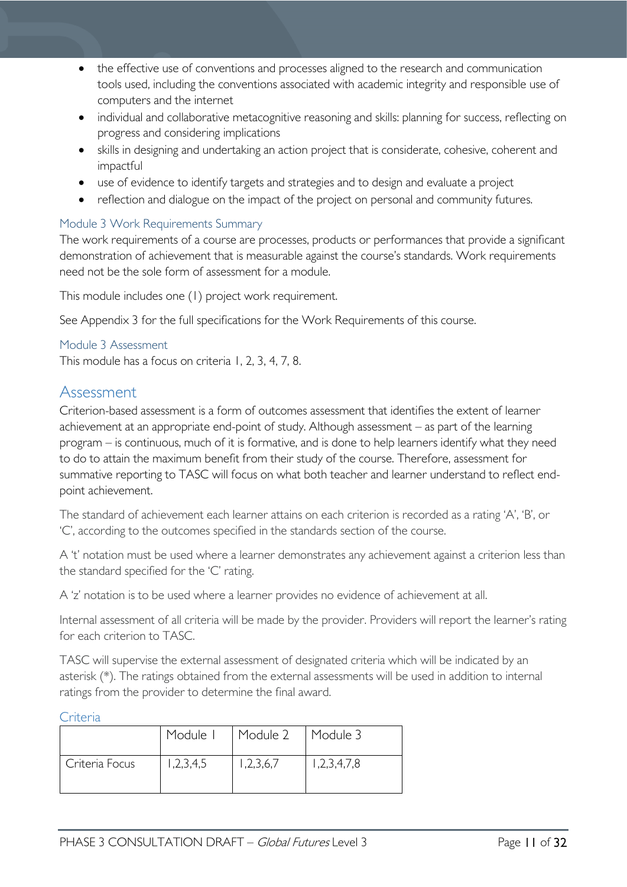- the effective use of conventions and processes aligned to the research and communication tools used, including the conventions associated with academic integrity and responsible use of computers and the internet
- individual and collaborative metacognitive reasoning and skills: planning for success, reflecting on progress and considering implications
- skills in designing and undertaking an action project that is considerate, cohesive, coherent and impactful
- use of evidence to identify targets and strategies and to design and evaluate a project
- reflection and dialogue on the impact of the project on personal and community futures.

### Module 3 Work Requirements Summary

The work requirements of a course are processes, products or performances that provide a significant demonstration of achievement that is measurable against the course's standards. Work requirements need not be the sole form of assessment for a module.

This module includes one (1) project work requirement.

See Appendix 3 for the full specifications for the Work Requirements of this course.

### Module 3 Assessment

This module has a focus on criteria 1, 2, 3, 4, 7, 8.

## Assessment

Criterion-based assessment is a form of outcomes assessment that identifies the extent of learner achievement at an appropriate end-point of study. Although assessment – as part of the learning program – is continuous, much of it is formative, and is done to help learners identify what they need to do to attain the maximum benefit from their study of the course. Therefore, assessment for summative reporting to TASC will focus on what both teacher and learner understand to reflect end-point achievement.

The standard of achievement each learner attains on each criterion is recorded as a rating 'A', 'B', or 'C', according to the outcomes specified in the standards section of the course.

A 't' notation must be used where a learner demonstrates any achievement against a criterion less than the standard specified for the 'C' rating.

A 'z' notation is to be used where a learner provides no evidence of achievement at all.

Internal assessment of all criteria will be made by the provider. Providers will report the learner's rating for each criterion to TASC.

TASC will supervise the external assessment of designated criteria which will be indicated by an asterisk (*). The ratings obtained from the external assessments will be used in addition to internal ratings from the provider to determine the final award.

### Criteria

| | Module 1 | Module 2 | Module 3 |
|---|---|---|---|
| Criteria Focus | 1,2,3,4,5 | 1,2,3,6,7 | 1,2,3,4,7,8 |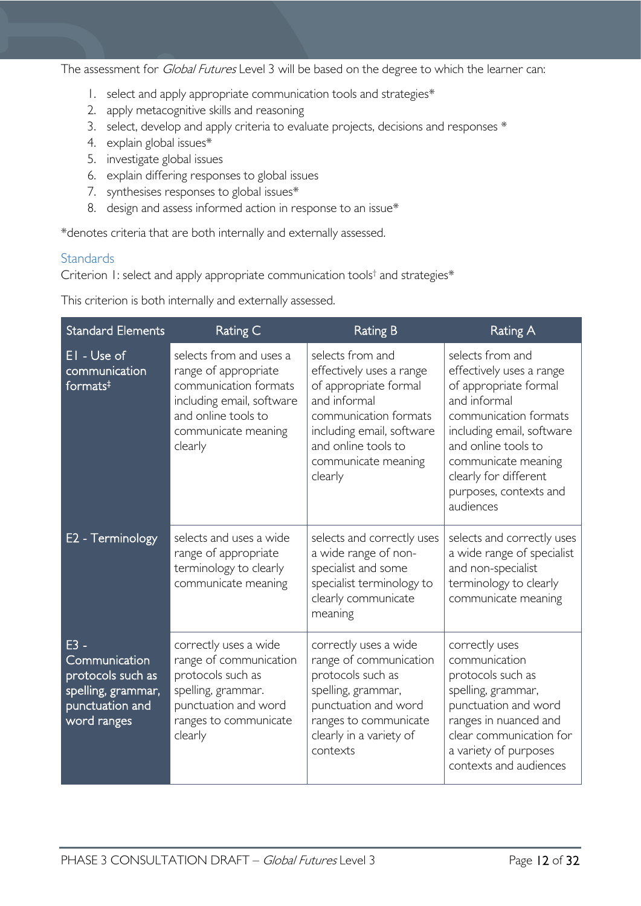The assessment for *Global Futures* Level 3 will be based on the degree to which the learner can:

1. select and apply appropriate communication tools and strategies*
2. apply metacognitive skills and reasoning
3. select, develop and apply criteria to evaluate projects, decisions and responses *
4. explain global issues*
5. investigate global issues
6. explain differing responses to global issues
7. synthesises responses to global issues*
8. design and assess informed action in response to an issue*

*denotes criteria that are both internally and externally assessed.

## Standards

Criterion 1: select and apply appropriate communication tools† and strategies*

This criterion is both internally and externally assessed.

| Standard Elements | Rating C | Rating B | Rating A |
|---|---|---|---|
| E1 - Use of communication formats‡ | selects from and uses a range of appropriate communication formats including email, software and online tools to communicate meaning clearly | selects from and effectively uses a range of appropriate formal and informal communication formats including email, software and online tools to communicate meaning clearly | selects from and effectively uses a range of appropriate formal and informal communication formats including email, software and online tools to communicate meaning clearly for different purposes, contexts and audiences |
| E2 - Terminology | selects and uses a wide range of appropriate terminology to clearly communicate meaning | selects and correctly uses a wide range of non-specialist and some specialist terminology to clearly communicate meaning | selects and correctly uses a wide range of specialist and non-specialist terminology to clearly communicate meaning |
| E3 - Communication protocols such as spelling, grammar, punctuation and word ranges | correctly uses a wide range of communication protocols such as spelling, grammar. punctuation and word ranges to communicate clearly | correctly uses a wide range of communication protocols such as spelling, grammar, punctuation and word ranges to communicate clearly in a variety of contexts | correctly uses communication protocols such as spelling, grammar, punctuation and word ranges in nuanced and clear communication for a variety of purposes contexts and audiences |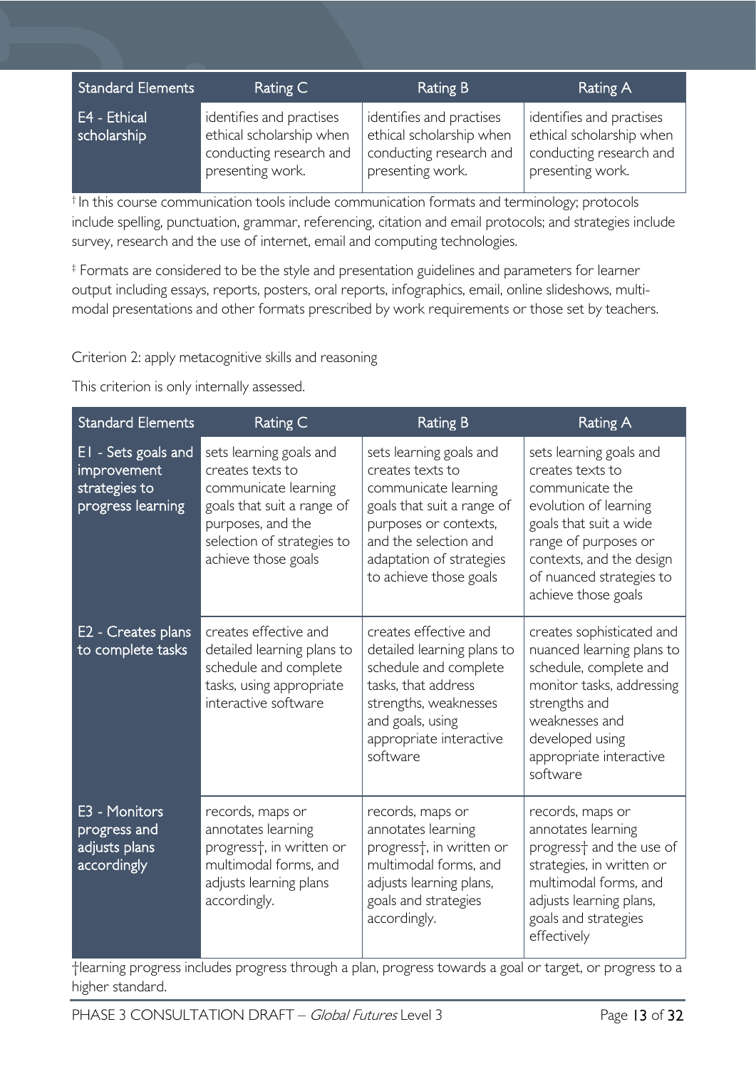| Standard Elements | Rating C | Rating B | Rating A |
|---|---|---|---|
| E4 - Ethical scholarship | identifies and practises ethical scholarship when conducting research and presenting work. | identifies and practises ethical scholarship when conducting research and presenting work. | identifies and practises ethical scholarship when conducting research and presenting work. |

† In this course communication tools include communication formats and terminology; protocols include spelling, punctuation, grammar, referencing, citation and email protocols; and strategies include survey, research and the use of internet, email and computing technologies.

‡ Formats are considered to be the style and presentation guidelines and parameters for learner output including essays, reports, posters, oral reports, infographics, email, online slideshows, multi-modal presentations and other formats prescribed by work requirements or those set by teachers.

Criterion 2: apply metacognitive skills and reasoning

This criterion is only internally assessed.

| Standard Elements | Rating C | Rating B | Rating A |
|---|---|---|---|
| E1 - Sets goals and improvement strategies to progress learning | sets learning goals and creates texts to communicate learning goals that suit a range of purposes, and the selection of strategies to achieve those goals | sets learning goals and creates texts to communicate learning goals that suit a range of purposes or contexts, and the selection and adaptation of strategies to achieve those goals | sets learning goals and creates texts to communicate the evolution of learning goals that suit a wide range of purposes or contexts, and the design of nuanced strategies to achieve those goals |
| E2 - Creates plans to complete tasks | creates effective and detailed learning plans to schedule and complete tasks, using appropriate interactive software | creates effective and detailed learning plans to schedule and complete tasks, that address strengths, weaknesses and goals, using appropriate interactive software | creates sophisticated and nuanced learning plans to schedule, complete and monitor tasks, addressing strengths and weaknesses and developed using appropriate interactive software |
| E3 - Monitors progress and adjusts plans accordingly | records, maps or annotates learning progress†, in written or multimodal forms, and adjusts learning plans accordingly. | records, maps or annotates learning progress†, in written or multimodal forms, and adjusts learning plans, goals and strategies accordingly. | records, maps or annotates learning progress† and the use of strategies, in written or multimodal forms, and adjusts learning plans, goals and strategies effectively |

†learning progress includes progress through a plan, progress towards a goal or target, or progress to a higher standard.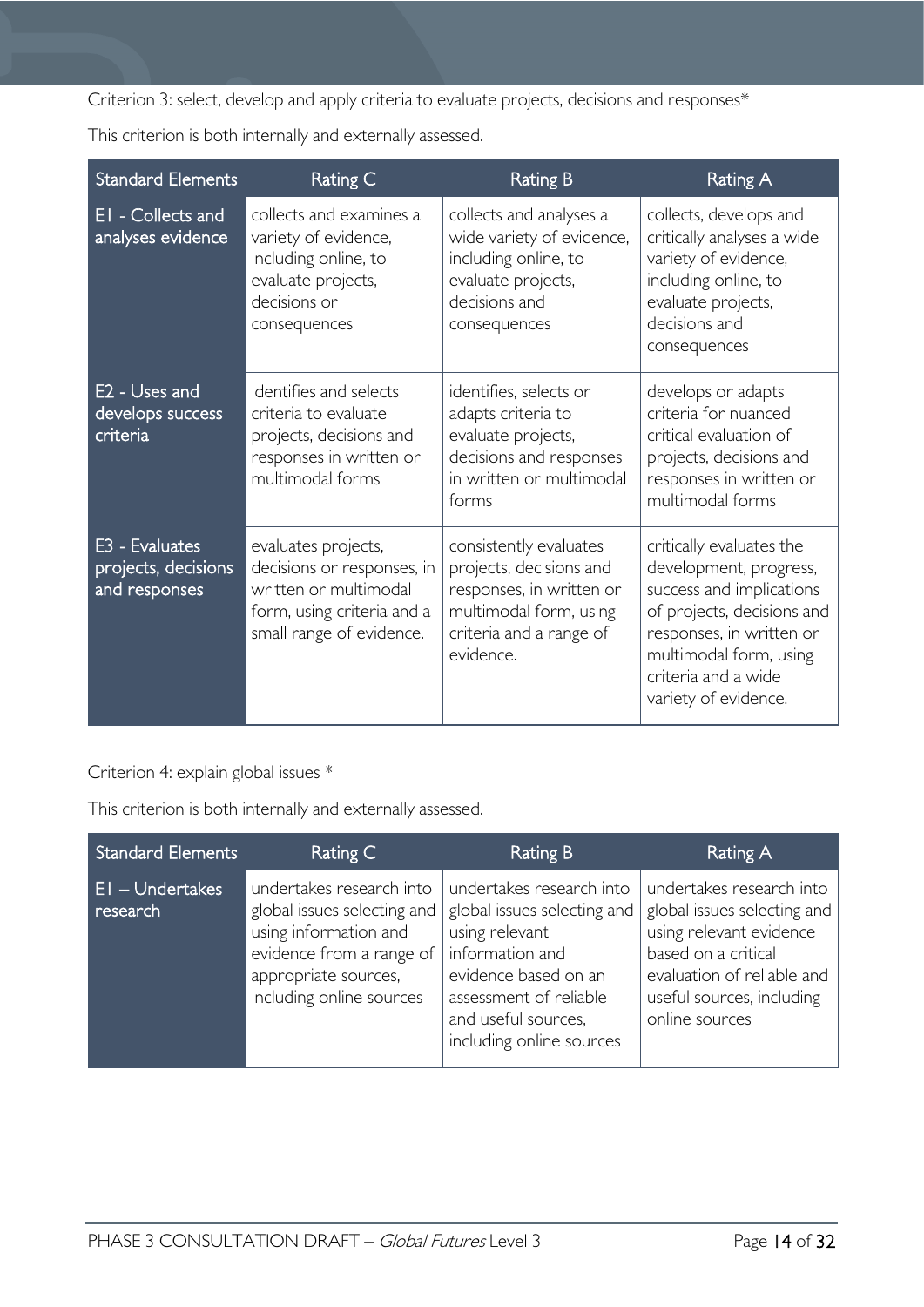Criterion 3: select, develop and apply criteria to evaluate projects, decisions and responses*

This criterion is both internally and externally assessed.

| Standard Elements | Rating C | Rating B | Rating A |
|---|---|---|---|
| E1 - Collects and analyses evidence | collects and examines a variety of evidence, including online, to evaluate projects, decisions or consequences | collects and analyses a wide variety of evidence, including online, to evaluate projects, decisions and consequences | collects, develops and critically analyses a wide variety of evidence, including online, to evaluate projects, decisions and consequences |
| E2 - Uses and develops success criteria | identifies and selects criteria to evaluate projects, decisions and responses in written or multimodal forms | identifies, selects or adapts criteria to evaluate projects, decisions and responses in written or multimodal forms | develops or adapts criteria for nuanced critical evaluation of projects, decisions and responses in written or multimodal forms |
| E3 - Evaluates projects, decisions and responses | evaluates projects, decisions or responses, in written or multimodal form, using criteria and a small range of evidence. | consistently evaluates projects, decisions and responses, in written or multimodal form, using criteria and a range of evidence. | critically evaluates the development, progress, success and implications of projects, decisions and responses, in written or multimodal form, using criteria and a wide variety of evidence. |

Criterion 4: explain global issues *

This criterion is both internally and externally assessed.

| Standard Elements | Rating C | Rating B | Rating A |
|---|---|---|---|
| E1 – Undertakes research | undertakes research into global issues selecting and using information and evidence from a range of appropriate sources, including online sources | undertakes research into global issues selecting and using relevant information and evidence based on an assessment of reliable and useful sources, including online sources | undertakes research into global issues selecting and using relevant evidence based on a critical evaluation of reliable and useful sources, including online sources |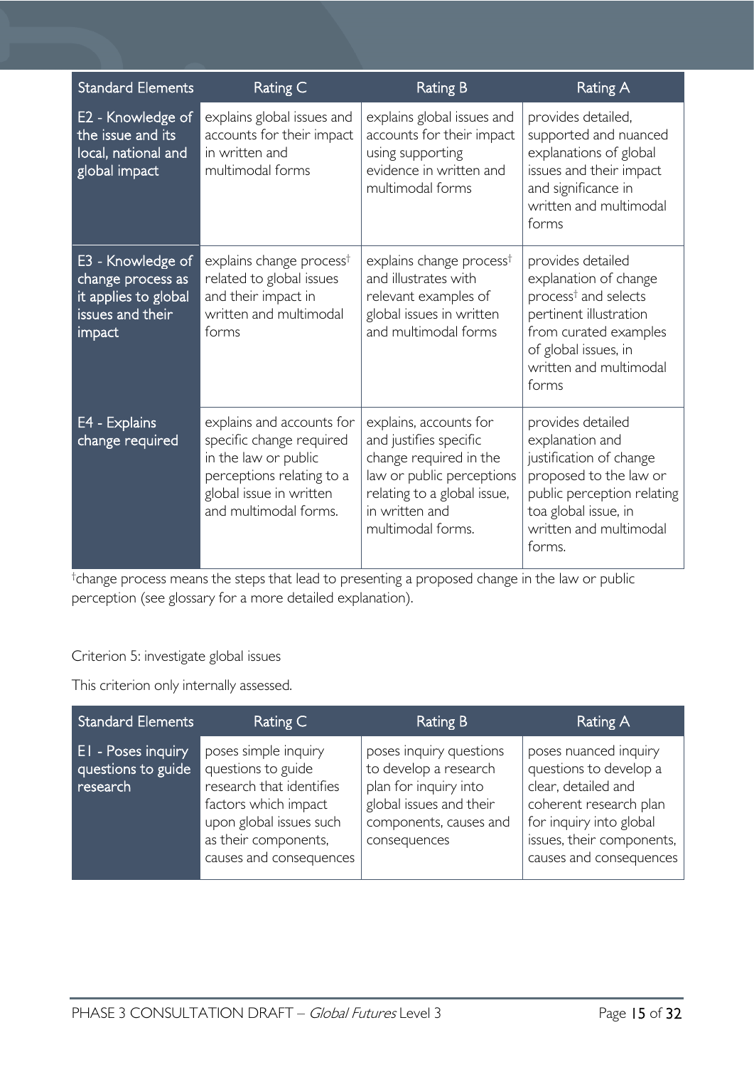| Standard Elements | Rating C | Rating B | Rating A |
|---|---|---|---|
| E2 - Knowledge of the issue and its local, national and global impact | explains global issues and accounts for their impact in written and multimodal forms | explains global issues and accounts for their impact using supporting evidence in written and multimodal forms | provides detailed, supported and nuanced explanations of global issues and their impact and significance in written and multimodal forms |
| E3 - Knowledge of change process as it applies to global issues and their impact | explains change process† related to global issues and their impact in written and multimodal forms | explains change process† and illustrates with relevant examples of global issues in written and multimodal forms | provides detailed explanation of change process† and selects pertinent illustration from curated examples of global issues, in written and multimodal forms |
| E4 - Explains change required | explains and accounts for specific change required in the law or public perceptions relating to a global issue in written and multimodal forms. | explains, accounts for and justifies specific change required in the law or public perceptions relating to a global issue, in written and multimodal forms. | provides detailed explanation and justification of change proposed to the law or public perception relating toa global issue, in written and multimodal forms. |

†change process means the steps that lead to presenting a proposed change in the law or public perception (see glossary for a more detailed explanation).

Criterion 5: investigate global issues

This criterion only internally assessed.

| Standard Elements | Rating C | Rating B | Rating A |
|---|---|---|---|
| E1 - Poses inquiry questions to guide research | poses simple inquiry questions to guide research that identifies factors which impact upon global issues such as their components, causes and consequences | poses inquiry questions to develop a research plan for inquiry into global issues and their components, causes and consequences | poses nuanced inquiry questions to develop a clear, detailed and coherent research plan for inquiry into global issues, their components, causes and consequences |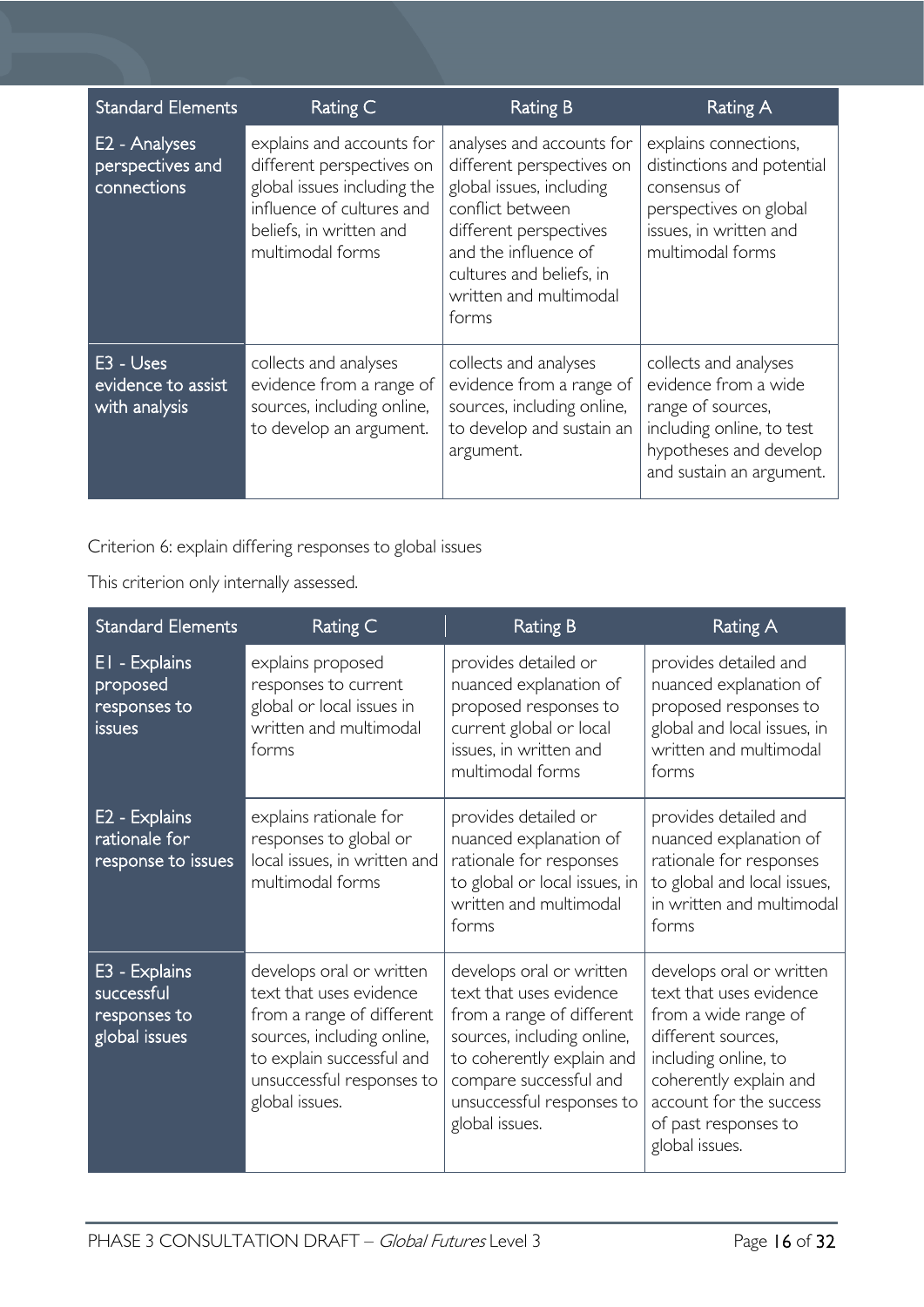| Standard Elements | Rating C | Rating B | Rating A |
|---|---|---|---|
| E2 - Analyses perspectives and connections | explains and accounts for different perspectives on global issues including the influence of cultures and beliefs, in written and multimodal forms | analyses and accounts for different perspectives on global issues, including conflict between different perspectives and the influence of cultures and beliefs, in written and multimodal forms | explains connections, distinctions and potential consensus of perspectives on global issues, in written and multimodal forms |
| E3 - Uses evidence to assist with analysis | collects and analyses evidence from a range of sources, including online, to develop an argument. | collects and analyses evidence from a range of sources, including online, to develop and sustain an argument. | collects and analyses evidence from a wide range of sources, including online, to test hypotheses and develop and sustain an argument. |

Criterion 6: explain differing responses to global issues

This criterion only internally assessed.

| Standard Elements | Rating C | Rating B | Rating A |
|---|---|---|---|
| E1 - Explains proposed responses to issues | explains proposed responses to current global or local issues in written and multimodal forms | provides detailed or nuanced explanation of proposed responses to current global or local issues, in written and multimodal forms | provides detailed and nuanced explanation of proposed responses to global and local issues, in written and multimodal forms |
| E2 - Explains rationale for response to issues | explains rationale for responses to global or local issues, in written and multimodal forms | provides detailed or nuanced explanation of rationale for responses to global or local issues, in written and multimodal forms | provides detailed and nuanced explanation of rationale for responses to global and local issues, in written and multimodal forms |
| E3 - Explains successful responses to global issues | develops oral or written text that uses evidence from a range of different sources, including online, to explain successful and unsuccessful responses to global issues. | develops oral or written text that uses evidence from a range of different sources, including online, to coherently explain and compare successful and unsuccessful responses to global issues. | develops oral or written text that uses evidence from a wide range of different sources, including online, to coherently explain and account for the success of past responses to global issues. |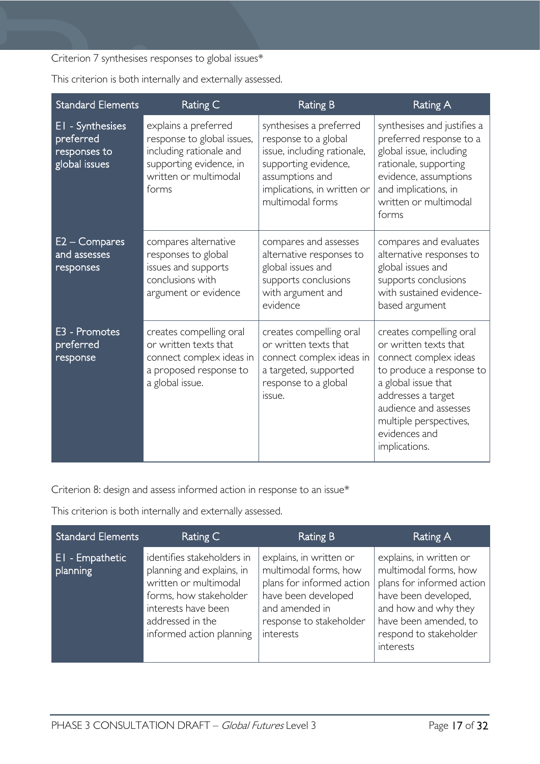Criterion 7 synthesises responses to global issues*

This criterion is both internally and externally assessed.

| Standard Elements | Rating C | Rating B | Rating A |
|---|---|---|---|
| E1 - Synthesises preferred responses to global issues | explains a preferred response to global issues, including rationale and supporting evidence, in written or multimodal forms | synthesises a preferred response to a global issue, including rationale, supporting evidence, assumptions and implications, in written or multimodal forms | synthesises and justifies a preferred response to a global issue, including rationale, supporting evidence, assumptions and implications, in written or multimodal forms |
| E2 – Compares and assesses responses | compares alternative responses to global issues and supports conclusions with argument or evidence | compares and assesses alternative responses to global issues and supports conclusions with argument and evidence | compares and evaluates alternative responses to global issues and supports conclusions with sustained evidence-based argument |
| E3 - Promotes preferred response | creates compelling oral or written texts that connect complex ideas in a proposed response to a global issue. | creates compelling oral or written texts that connect complex ideas in a targeted, supported response to a global issue. | creates compelling oral or written texts that connect complex ideas to produce a response to a global issue that addresses a target audience and assesses multiple perspectives, evidences and implications. |

Criterion 8: design and assess informed action in response to an issue*

This criterion is both internally and externally assessed.

| Standard Elements | Rating C | Rating B | Rating A |
|---|---|---|---|
| E1 - Empathetic planning | identifies stakeholders in planning and explains, in written or multimodal forms, how stakeholder interests have been addressed in the informed action planning | explains, in written or multimodal forms, how plans for informed action have been developed and amended in response to stakeholder interests | explains, in written or multimodal forms, how plans for informed action have been developed, and how and why they have been amended, to respond to stakeholder interests |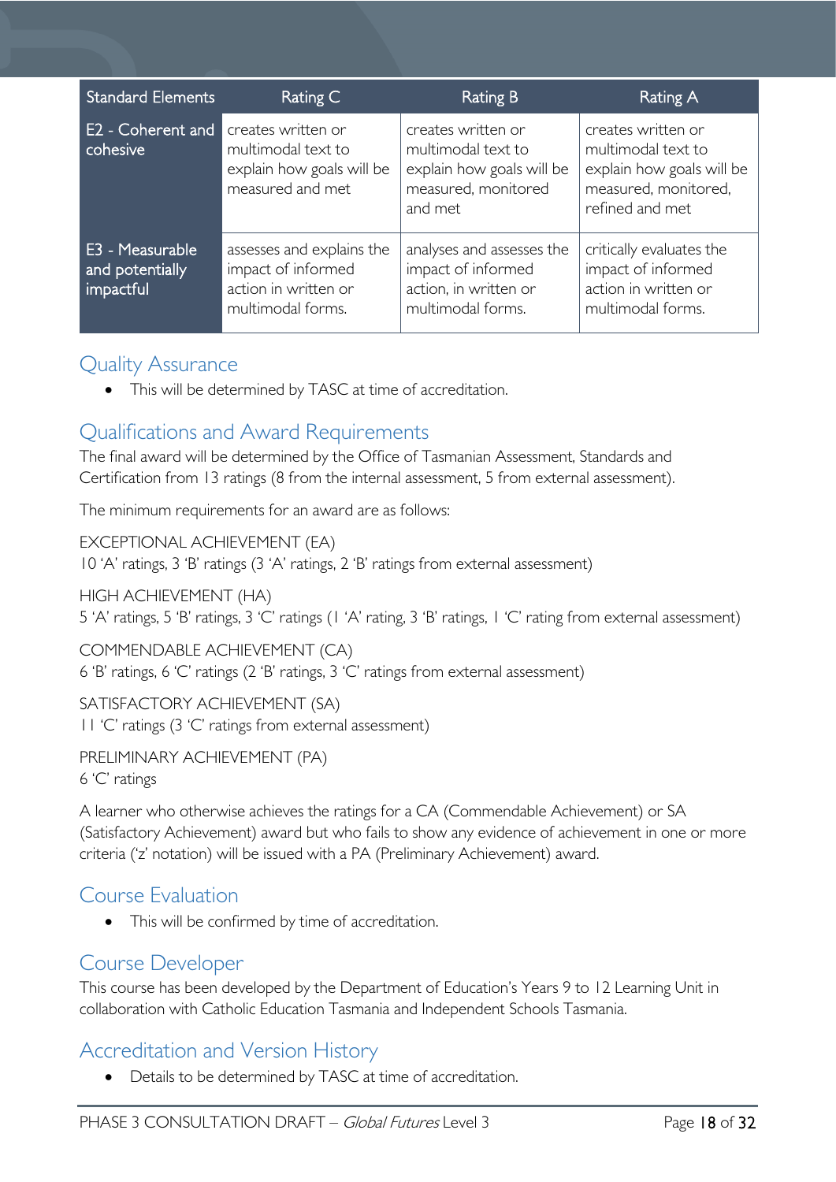| Standard Elements | Rating C | Rating B | Rating A |
|---|---|---|---|
| E2 - Coherent and cohesive | creates written or multimodal text to explain how goals will be measured and met | creates written or multimodal text to explain how goals will be measured, monitored and met | creates written or multimodal text to explain how goals will be measured, monitored, refined and met |
| E3 - Measurable and potentially impactful | assesses and explains the impact of informed action in written or multimodal forms. | analyses and assesses the impact of informed action, in written or multimodal forms. | critically evaluates the impact of informed action in written or multimodal forms. |

## Quality Assurance

- This will be determined by TASC at time of accreditation.

## Qualifications and Award Requirements

The final award will be determined by the Office of Tasmanian Assessment, Standards and Certification from 13 ratings (8 from the internal assessment, 5 from external assessment).

The minimum requirements for an award are as follows:

EXCEPTIONAL ACHIEVEMENT (EA)
10 'A' ratings, 3 'B' ratings (3 'A' ratings, 2 'B' ratings from external assessment)

HIGH ACHIEVEMENT (HA)
5 'A' ratings, 5 'B' ratings, 3 'C' ratings (1 'A' rating, 3 'B' ratings, 1 'C' rating from external assessment)

COMMENDABLE ACHIEVEMENT (CA)
6 'B' ratings, 6 'C' ratings (2 'B' ratings, 3 'C' ratings from external assessment)

SATISFACTORY ACHIEVEMENT (SA)
11 'C' ratings (3 'C' ratings from external assessment)

PRELIMINARY ACHIEVEMENT (PA)
6 'C' ratings

A learner who otherwise achieves the ratings for a CA (Commendable Achievement) or SA (Satisfactory Achievement) award but who fails to show any evidence of achievement in one or more criteria ('z' notation) will be issued with a PA (Preliminary Achievement) award.

## Course Evaluation

- This will be confirmed by time of accreditation.

## Course Developer

This course has been developed by the Department of Education's Years 9 to 12 Learning Unit in collaboration with Catholic Education Tasmania and Independent Schools Tasmania.

## Accreditation and Version History

- Details to be determined by TASC at time of accreditation.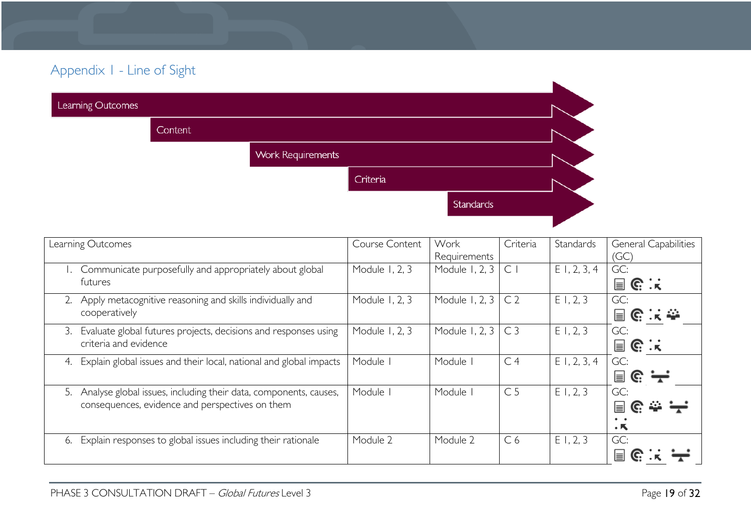## Appendix 1 - Line of Sight

Learning Outcomes → Content → Work Requirements → Criteria → Standards

| Learning Outcomes | Course Content | Work Requirements | Criteria | Standards | General Capabilities (GC) |
|---|---|---|---|---|---|
| 1. Communicate purposefully and appropriately about global futures | Module 1, 2, 3 | Module 1, 2, 3 | C 1 | E 1, 2, 3, 4 | GC: |
| 2. Apply metacognitive reasoning and skills individually and cooperatively | Module 1, 2, 3 | Module 1, 2, 3 | C 2 | E 1, 2, 3 | GC: |
| 3. Evaluate global futures projects, decisions and responses using criteria and evidence | Module 1, 2, 3 | Module 1, 2, 3 | C 3 | E 1, 2, 3 | GC: |
| 4. Explain global issues and their local, national and global impacts | Module 1 | Module 1 | C 4 | E 1, 2, 3, 4 | GC: |
| 5. Analyse global issues, including their data, components, causes, consequences, evidence and perspectives on them | Module 1 | Module 1 | C 5 | E 1, 2, 3 | GC: |
| 6. Explain responses to global issues including their rationale | Module 2 | Module 2 | C 6 | E 1, 2, 3 | GC: |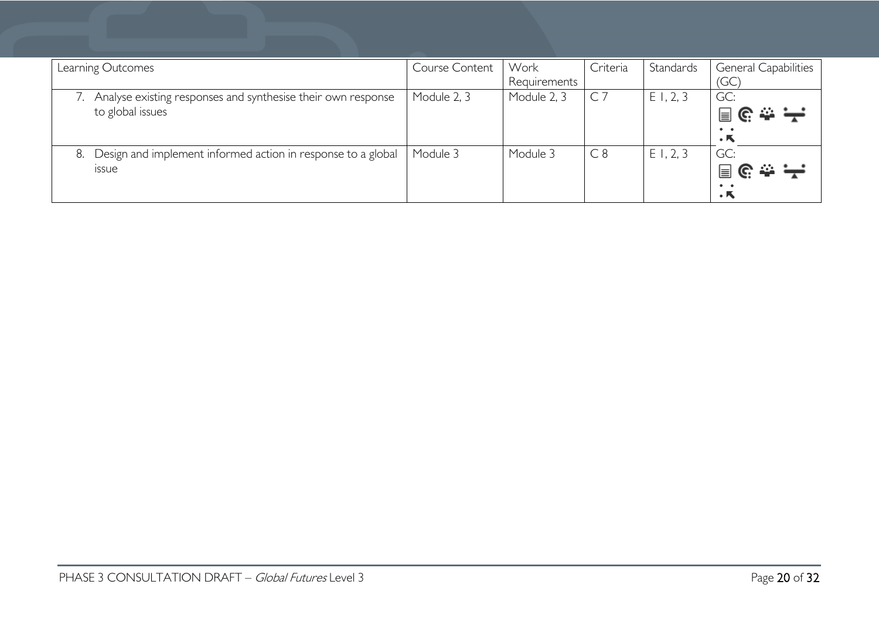| Learning Outcomes | Course Content | Work Requirements | Criteria | Standards | General Capabilities (GC) |
|---|---|---|---|---|---|
| 7. Analyse existing responses and synthesise their own response to global issues | Module 2, 3 | Module 2, 3 | C 7 | E 1, 2, 3 | GC: |
| 8. Design and implement informed action in response to a global issue | Module 3 | Module 3 | C 8 | E 1, 2, 3 | GC: |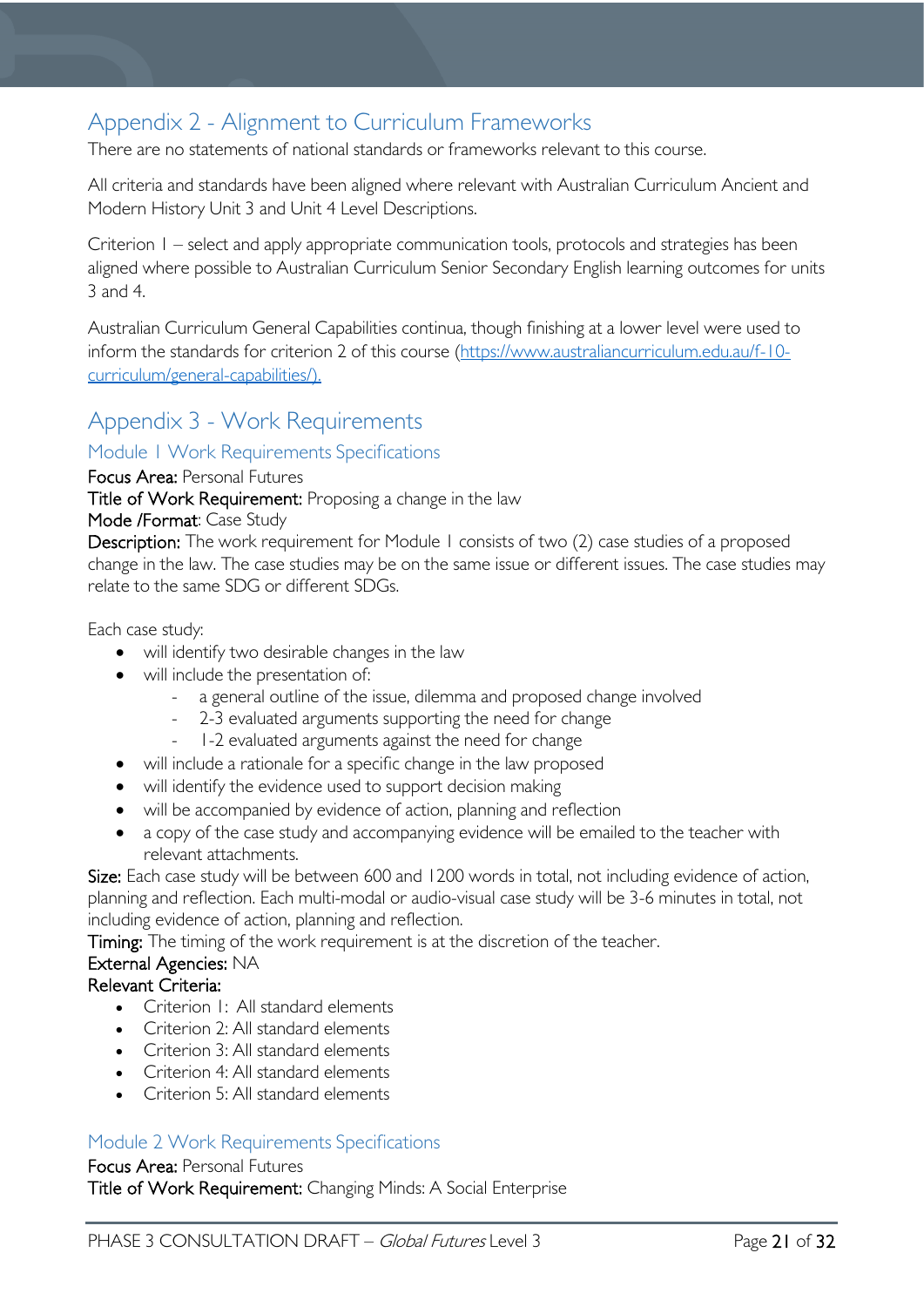## Appendix 2 - Alignment to Curriculum Frameworks

There are no statements of national standards or frameworks relevant to this course.

All criteria and standards have been aligned where relevant with Australian Curriculum Ancient and Modern History Unit 3 and Unit 4 Level Descriptions.

Criterion 1 – select and apply appropriate communication tools, protocols and strategies has been aligned where possible to Australian Curriculum Senior Secondary English learning outcomes for units 3 and 4.

Australian Curriculum General Capabilities continua, though finishing at a lower level were used to inform the standards for criterion 2 of this course (https://www.australiancurriculum.edu.au/f-10-curriculum/general-capabilities/).

## Appendix 3 - Work Requirements

### Module 1 Work Requirements Specifications

**Focus Area:** Personal Futures

**Title of Work Requirement:** Proposing a change in the law

**Mode /Format**: Case Study

**Description:** The work requirement for Module 1 consists of two (2) case studies of a proposed change in the law. The case studies may be on the same issue or different issues. The case studies may relate to the same SDG or different SDGs.

Each case study:

- will identify two desirable changes in the law
- will include the presentation of:
  - a general outline of the issue, dilemma and proposed change involved
  - 2-3 evaluated arguments supporting the need for change
  - 1-2 evaluated arguments against the need for change
- will include a rationale for a specific change in the law proposed
- will identify the evidence used to support decision making
- will be accompanied by evidence of action, planning and reflection
- a copy of the case study and accompanying evidence will be emailed to the teacher with relevant attachments.

**Size:** Each case study will be between 600 and 1200 words in total, not including evidence of action, planning and reflection. Each multi-modal or audio-visual case study will be 3-6 minutes in total, not including evidence of action, planning and reflection.

**Timing:** The timing of the work requirement is at the discretion of the teacher.

**External Agencies:** NA

**Relevant Criteria:**

- Criterion 1: All standard elements
- Criterion 2: All standard elements
- Criterion 3: All standard elements
- Criterion 4: All standard elements
- Criterion 5: All standard elements

### Module 2 Work Requirements Specifications

**Focus Area:** Personal Futures

**Title of Work Requirement:** Changing Minds: A Social Enterprise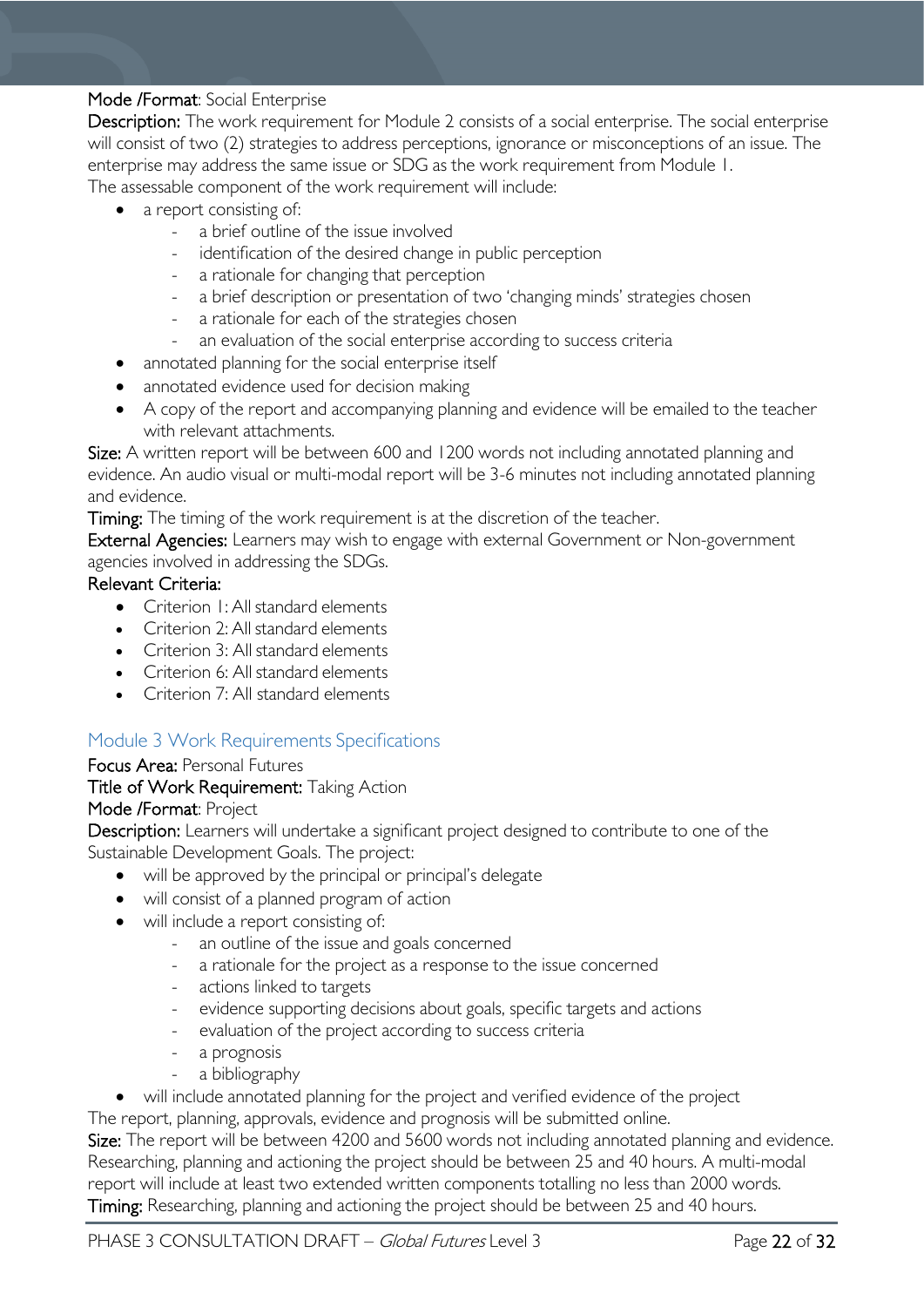**Mode /Format**: Social Enterprise

**Description:** The work requirement for Module 2 consists of a social enterprise. The social enterprise will consist of two (2) strategies to address perceptions, ignorance or misconceptions of an issue. The enterprise may address the same issue or SDG as the work requirement from Module 1.

The assessable component of the work requirement will include:

- a report consisting of:
  - a brief outline of the issue involved
  - identification of the desired change in public perception
  - a rationale for changing that perception
  - a brief description or presentation of two 'changing minds' strategies chosen
  - a rationale for each of the strategies chosen
  - an evaluation of the social enterprise according to success criteria
- annotated planning for the social enterprise itself
- annotated evidence used for decision making
- A copy of the report and accompanying planning and evidence will be emailed to the teacher with relevant attachments.

**Size:** A written report will be between 600 and 1200 words not including annotated planning and evidence. An audio visual or multi-modal report will be 3-6 minutes not including annotated planning and evidence.

**Timing:** The timing of the work requirement is at the discretion of the teacher.

**External Agencies:** Learners may wish to engage with external Government or Non-government agencies involved in addressing the SDGs.

**Relevant Criteria:**

- Criterion 1: All standard elements
- Criterion 2: All standard elements
- Criterion 3: All standard elements
- Criterion 6: All standard elements
- Criterion 7: All standard elements

## Module 3 Work Requirements Specifications

**Focus Area:** Personal Futures

**Title of Work Requirement:** Taking Action

**Mode /Format**: Project

**Description:** Learners will undertake a significant project designed to contribute to one of the Sustainable Development Goals. The project:

- will be approved by the principal or principal's delegate
- will consist of a planned program of action
- will include a report consisting of:
  - an outline of the issue and goals concerned
  - a rationale for the project as a response to the issue concerned
  - actions linked to targets
  - evidence supporting decisions about goals, specific targets and actions
  - evaluation of the project according to success criteria
  - a prognosis
  - a bibliography
- will include annotated planning for the project and verified evidence of the project

The report, planning, approvals, evidence and prognosis will be submitted online.

**Size:** The report will be between 4200 and 5600 words not including annotated planning and evidence. Researching, planning and actioning the project should be between 25 and 40 hours. A multi-modal report will include at least two extended written components totalling no less than 2000 words.

**Timing:** Researching, planning and actioning the project should be between 25 and 40 hours.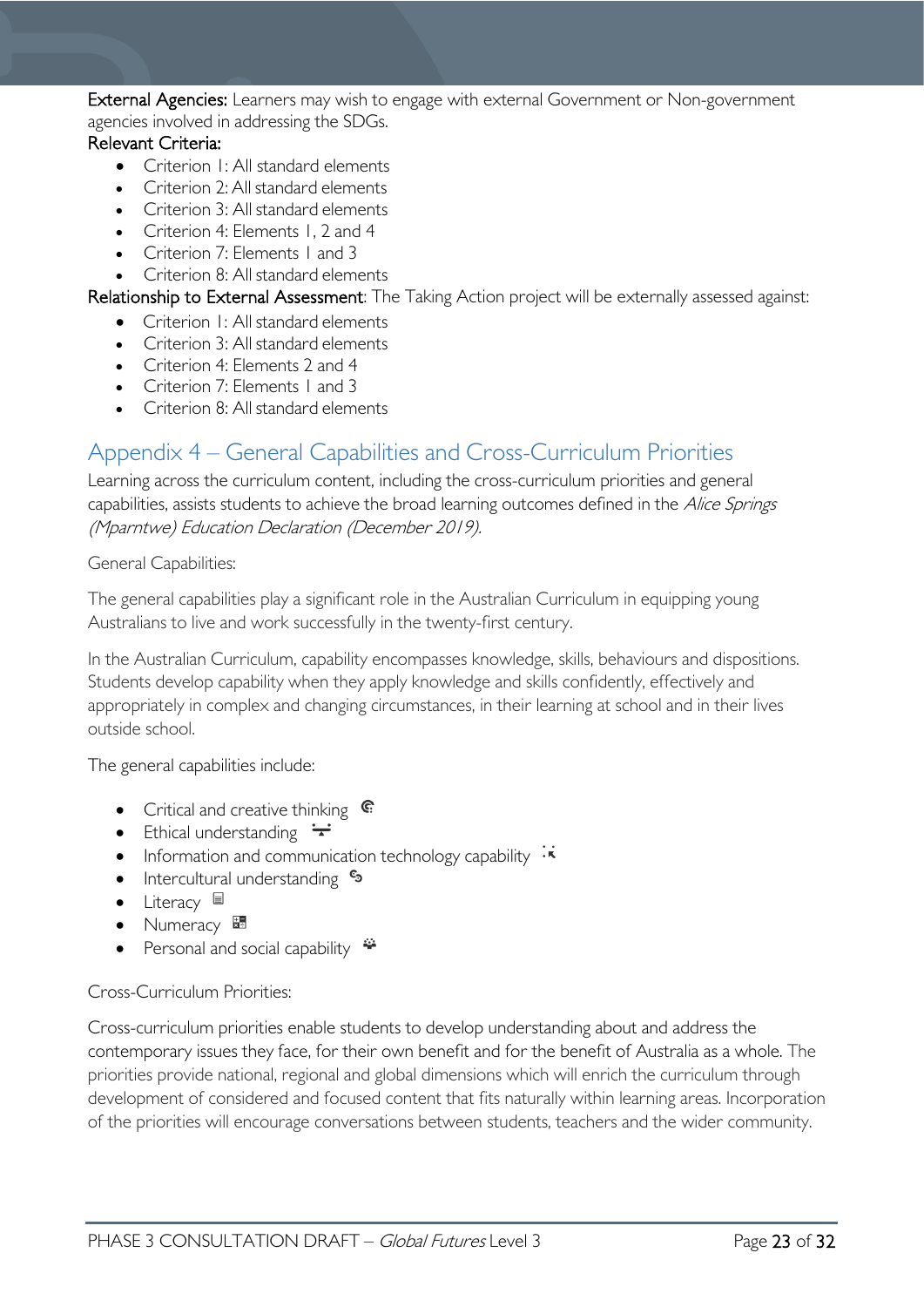**External Agencies:** Learners may wish to engage with external Government or Non-government agencies involved in addressing the SDGs.

**Relevant Criteria:**

- Criterion 1: All standard elements
- Criterion 2: All standard elements
- Criterion 3: All standard elements
- Criterion 4: Elements 1, 2 and 4
- Criterion 7: Elements 1 and 3
- Criterion 8: All standard elements

**Relationship to External Assessment**: The Taking Action project will be externally assessed against:

- Criterion 1: All standard elements
- Criterion 3: All standard elements
- Criterion 4: Elements 2 and 4
- Criterion 7: Elements 1 and 3
- Criterion 8: All standard elements

## Appendix 4 – General Capabilities and Cross-Curriculum Priorities

Learning across the curriculum content, including the cross-curriculum priorities and general capabilities, assists students to achieve the broad learning outcomes defined in the *Alice Springs (Mparntwe) Education Declaration (December 2019).*

General Capabilities:

The general capabilities play a significant role in the Australian Curriculum in equipping young Australians to live and work successfully in the twenty-first century.

In the Australian Curriculum, capability encompasses knowledge, skills, behaviours and dispositions. Students develop capability when they apply knowledge and skills confidently, effectively and appropriately in complex and changing circumstances, in their learning at school and in their lives outside school.

The general capabilities include:

- Critical and creative thinking
- Ethical understanding
- Information and communication technology capability
- Intercultural understanding
- Literacy
- Numeracy
- Personal and social capability

Cross-Curriculum Priorities:

Cross-curriculum priorities enable students to develop understanding about and address the contemporary issues they face, for their own benefit and for the benefit of Australia as a whole. The priorities provide national, regional and global dimensions which will enrich the curriculum through development of considered and focused content that fits naturally within learning areas. Incorporation of the priorities will encourage conversations between students, teachers and the wider community.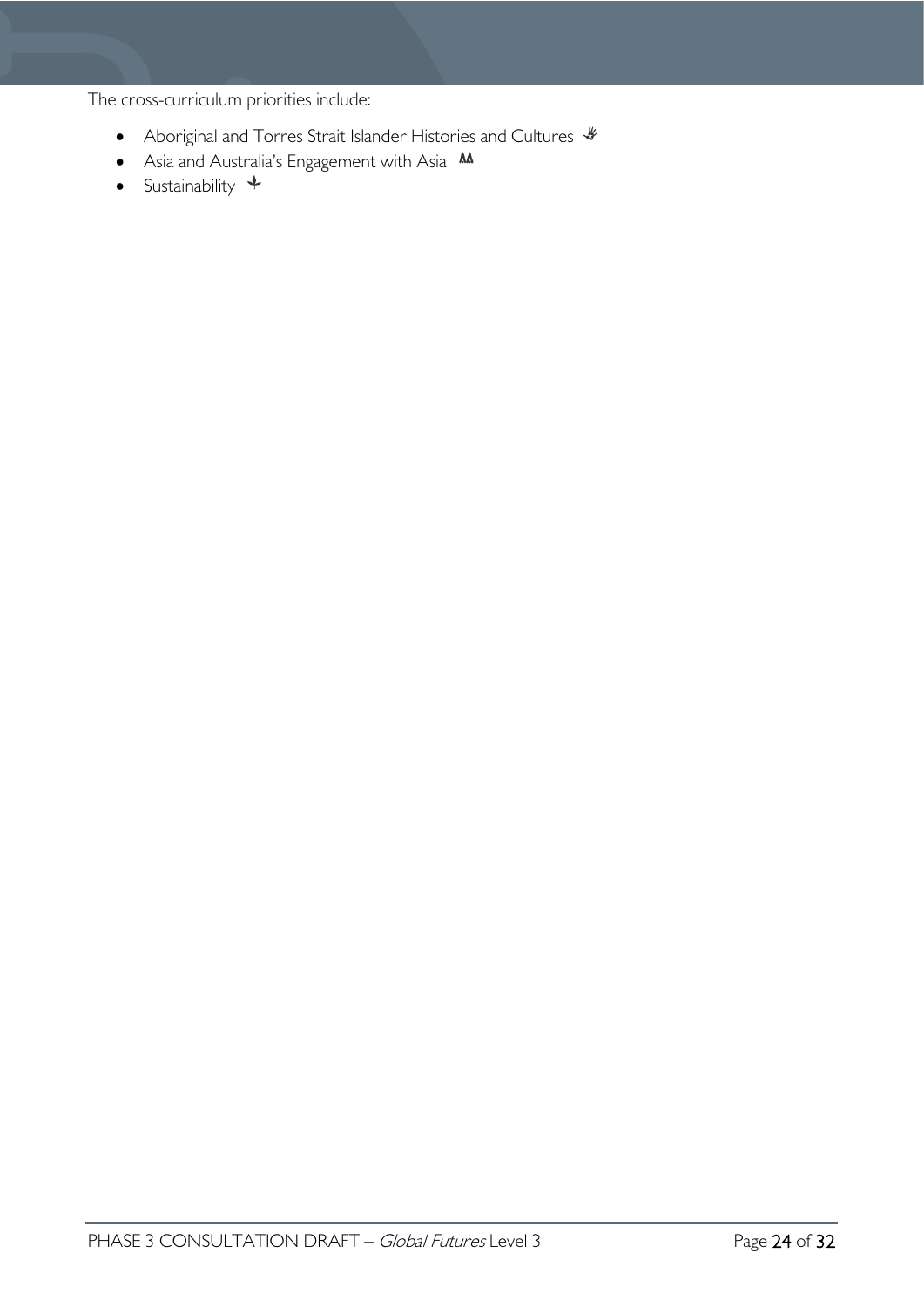The cross-curriculum priorities include:

- Aboriginal and Torres Strait Islander Histories and Cultures
- Asia and Australia's Engagement with Asia
- Sustainability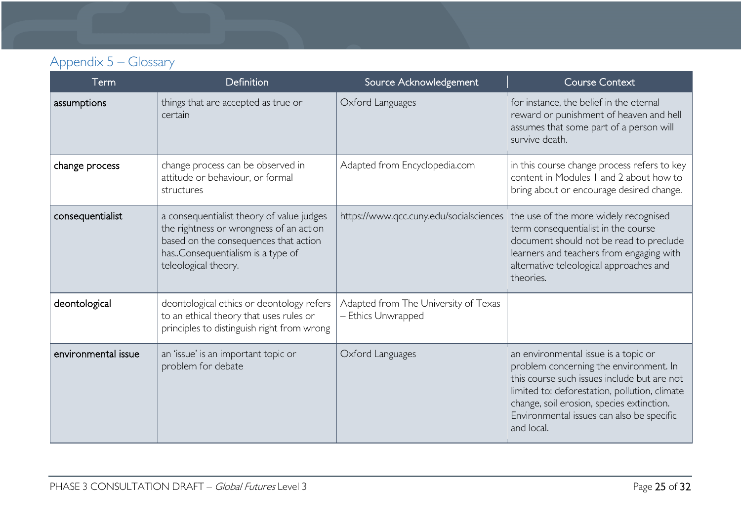## Appendix 5 – Glossary

| Term | Definition | Source Acknowledgement | Course Context |
|---|---|---|---|
| **assumptions** | things that are accepted as true or certain | Oxford Languages | for instance, the belief in the eternal reward or punishment of heaven and hell assumes that some part of a person will survive death. |
| **change process** | change process can be observed in attitude or behaviour, or formal structures | Adapted from Encyclopedia.com | in this course change process refers to key content in Modules 1 and 2 about how to bring about or encourage desired change. |
| **consequentialist** | a consequentialist theory of value judges the rightness or wrongness of an action based on the consequences that action has..Consequentialism is a type of teleological theory. | https://www.qcc.cuny.edu/socialsciences | the use of the more widely recognised term consequentialist in the course document should not be read to preclude learners and teachers from engaging with alternative teleological approaches and theories. |
| **deontological** | deontological ethics or deontology refers to an ethical theory that uses rules or principles to distinguish right from wrong | Adapted from The University of Texas – Ethics Unwrapped | |
| **environmental issue** | an 'issue' is an important topic or problem for debate | Oxford Languages | an environmental issue is a topic or problem concerning the environment. In this course such issues include but are not limited to: deforestation, pollution, climate change, soil erosion, species extinction. Environmental issues can also be specific and local. |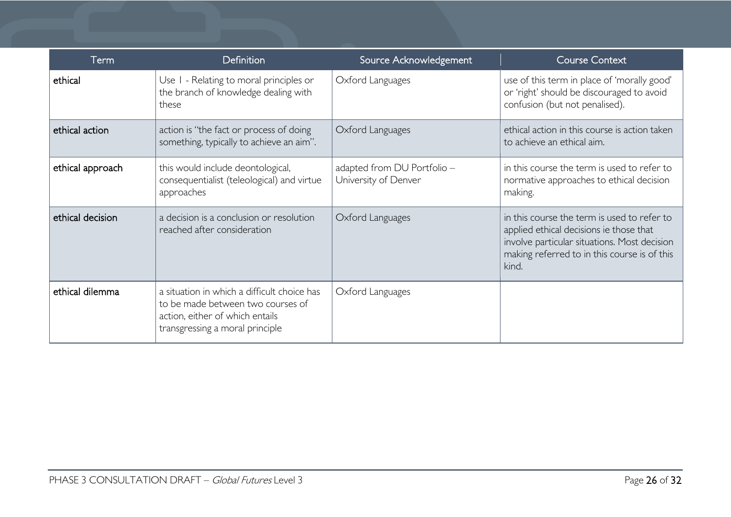| Term | Definition | Source Acknowledgement | Course Context |
|---|---|---|---|
| ethical | Use 1 - Relating to moral principles or the branch of knowledge dealing with these | Oxford Languages | use of this term in place of 'morally good' or 'right' should be discouraged to avoid confusion (but not penalised). |
| ethical action | action is "the fact or process of doing something, typically to achieve an aim". | Oxford Languages | ethical action in this course is action taken to achieve an ethical aim. |
| ethical approach | this would include deontological, consequentialist (teleological) and virtue approaches | adapted from DU Portfolio – University of Denver | in this course the term is used to refer to normative approaches to ethical decision making. |
| ethical decision | a decision is a conclusion or resolution reached after consideration | Oxford Languages | in this course the term is used to refer to applied ethical decisions ie those that involve particular situations. Most decision making referred to in this course is of this kind. |
| ethical dilemma | a situation in which a difficult choice has to be made between two courses of action, either of which entails transgressing a moral principle | Oxford Languages | |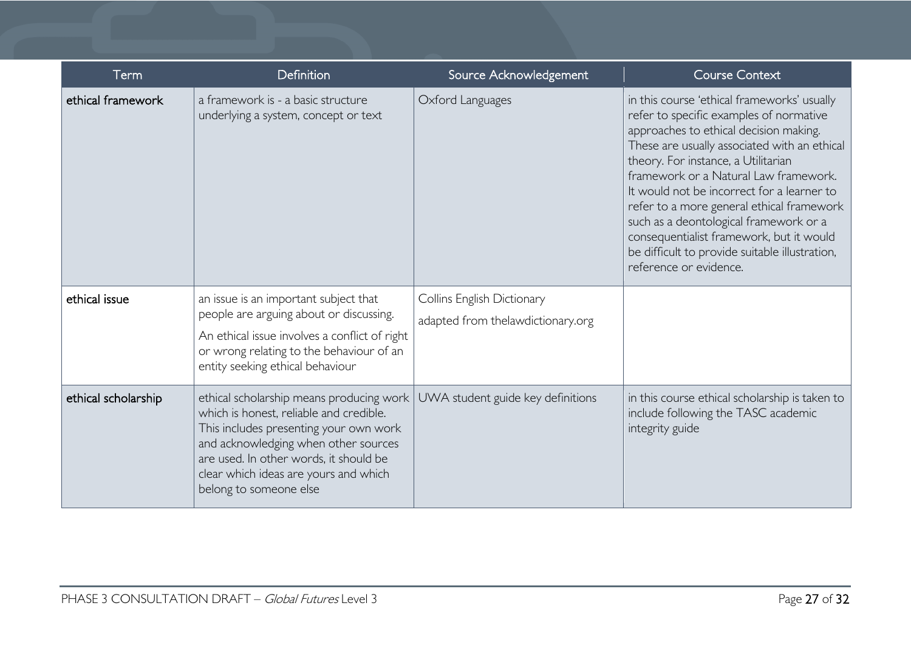| Term | Definition | Source Acknowledgement | Course Context |
|---|---|---|---|
| ethical framework | a framework is - a basic structure underlying a system, concept or text | Oxford Languages | in this course 'ethical frameworks' usually refer to specific examples of normative approaches to ethical decision making. These are usually associated with an ethical theory. For instance, a Utilitarian framework or a Natural Law framework. It would not be incorrect for a learner to refer to a more general ethical framework such as a deontological framework or a consequentialist framework, but it would be difficult to provide suitable illustration, reference or evidence. |
| ethical issue | an issue is an important subject that people are arguing about or discussing. An ethical issue involves a conflict of right or wrong relating to the behaviour of an entity seeking ethical behaviour | Collins English Dictionary adapted from thelawdictionary.org | |
| ethical scholarship | ethical scholarship means producing work which is honest, reliable and credible. This includes presenting your own work and acknowledging when other sources are used. In other words, it should be clear which ideas are yours and which belong to someone else | UWA student guide key definitions | in this course ethical scholarship is taken to include following the TASC academic integrity guide |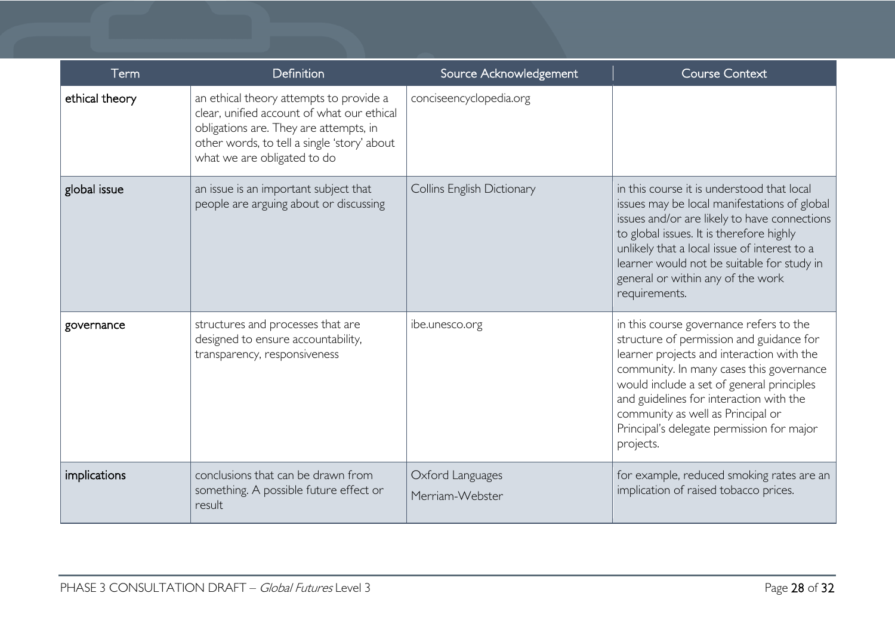| Term | Definition | Source Acknowledgement | Course Context |
|---|---|---|---|
| ethical theory | an ethical theory attempts to provide a clear, unified account of what our ethical obligations are. They are attempts, in other words, to tell a single 'story' about what we are obligated to do | conciseencyclopedia.org | |
| global issue | an issue is an important subject that people are arguing about or discussing | Collins English Dictionary | in this course it is understood that local issues may be local manifestations of global issues and/or are likely to have connections to global issues. It is therefore highly unlikely that a local issue of interest to a learner would not be suitable for study in general or within any of the work requirements. |
| governance | structures and processes that are designed to ensure accountability, transparency, responsiveness | ibe.unesco.org | in this course governance refers to the structure of permission and guidance for learner projects and interaction with the community. In many cases this governance would include a set of general principles and guidelines for interaction with the community as well as Principal or Principal's delegate permission for major projects. |
| implications | conclusions that can be drawn from something. A possible future effect or result | Oxford Languages<br>Merriam-Webster | for example, reduced smoking rates are an implication of raised tobacco prices. |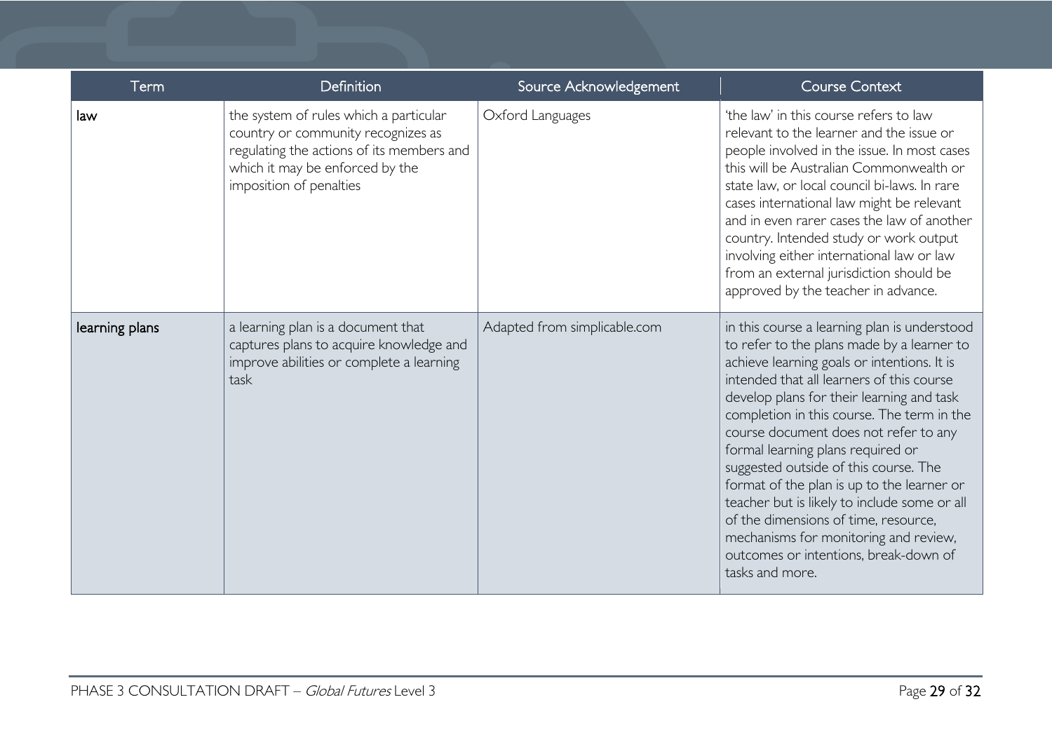| Term | Definition | Source Acknowledgement | Course Context |
|---|---|---|---|
| law | the system of rules which a particular country or community recognizes as regulating the actions of its members and which it may be enforced by the imposition of penalties | Oxford Languages | 'the law' in this course refers to law relevant to the learner and the issue or people involved in the issue. In most cases this will be Australian Commonwealth or state law, or local council bi-laws. In rare cases international law might be relevant and in even rarer cases the law of another country. Intended study or work output involving either international law or law from an external jurisdiction should be approved by the teacher in advance. |
| learning plans | a learning plan is a document that captures plans to acquire knowledge and improve abilities or complete a learning task | Adapted from simplicable.com | in this course a learning plan is understood to refer to the plans made by a learner to achieve learning goals or intentions. It is intended that all learners of this course develop plans for their learning and task completion in this course. The term in the course document does not refer to any formal learning plans required or suggested outside of this course. The format of the plan is up to the learner or teacher but is likely to include some or all of the dimensions of time, resource, mechanisms for monitoring and review, outcomes or intentions, break-down of tasks and more. |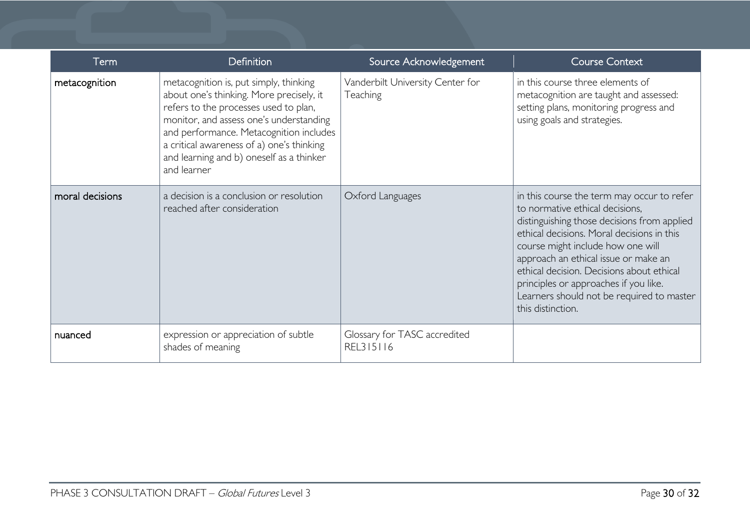| Term | Definition | Source Acknowledgement | Course Context |
| --- | --- | --- | --- |
| metacognition | metacognition is, put simply, thinking about one's thinking. More precisely, it refers to the processes used to plan, monitor, and assess one's understanding and performance. Metacognition includes a critical awareness of a) one's thinking and learning and b) oneself as a thinker and learner | Vanderbilt University Center for Teaching | in this course three elements of metacognition are taught and assessed: setting plans, monitoring progress and using goals and strategies. |
| moral decisions | a decision is a conclusion or resolution reached after consideration | Oxford Languages | in this course the term may occur to refer to normative ethical decisions, distinguishing those decisions from applied ethical decisions. Moral decisions in this course might include how one will approach an ethical issue or make an ethical decision. Decisions about ethical principles or approaches if you like. Learners should not be required to master this distinction. |
| nuanced | expression or appreciation of subtle shades of meaning | Glossary for TASC accredited REL315116 | |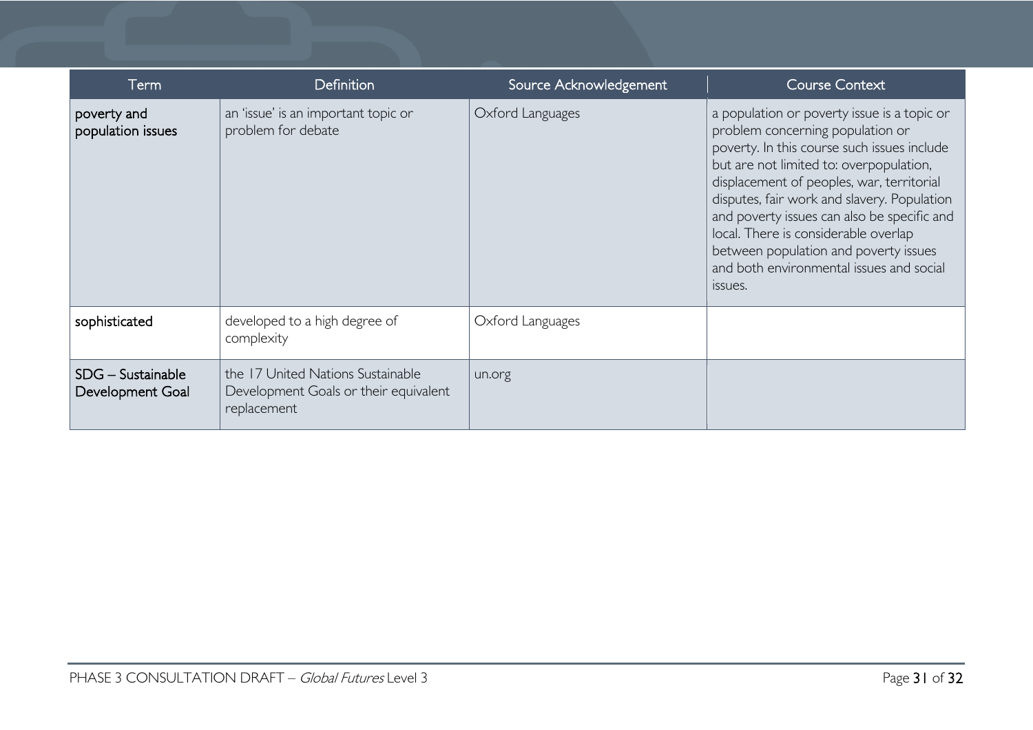| Term | Definition | Source Acknowledgement | Course Context |
|---|---|---|---|
| poverty and population issues | an 'issue' is an important topic or problem for debate | Oxford Languages | a population or poverty issue is a topic or problem concerning population or poverty. In this course such issues include but are not limited to: overpopulation, displacement of peoples, war, territorial disputes, fair work and slavery. Population and poverty issues can also be specific and local. There is considerable overlap between population and poverty issues and both environmental issues and social issues. |
| sophisticated | developed to a high degree of complexity | Oxford Languages | |
| SDG – Sustainable Development Goal | the 17 United Nations Sustainable Development Goals or their equivalent replacement | un.org | |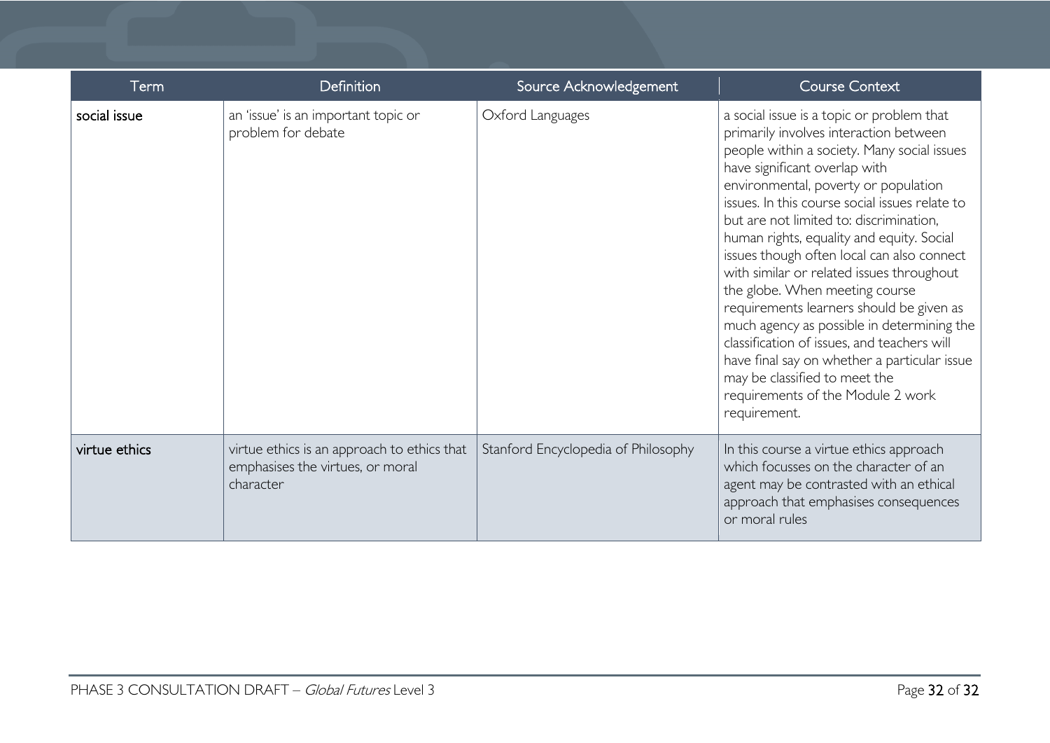| Term | Definition | Source Acknowledgement | Course Context |
| --- | --- | --- | --- |
| social issue | an 'issue' is an important topic or problem for debate | Oxford Languages | a social issue is a topic or problem that primarily involves interaction between people within a society. Many social issues have significant overlap with environmental, poverty or population issues. In this course social issues relate to but are not limited to: discrimination, human rights, equality and equity. Social issues though often local can also connect with similar or related issues throughout the globe. When meeting course requirements learners should be given as much agency as possible in determining the classification of issues, and teachers will have final say on whether a particular issue may be classified to meet the requirements of the Module 2 work requirement. |
| virtue ethics | virtue ethics is an approach to ethics that emphasises the virtues, or moral character | Stanford Encyclopedia of Philosophy | In this course a virtue ethics approach which focusses on the character of an agent may be contrasted with an ethical approach that emphasises consequences or moral rules |